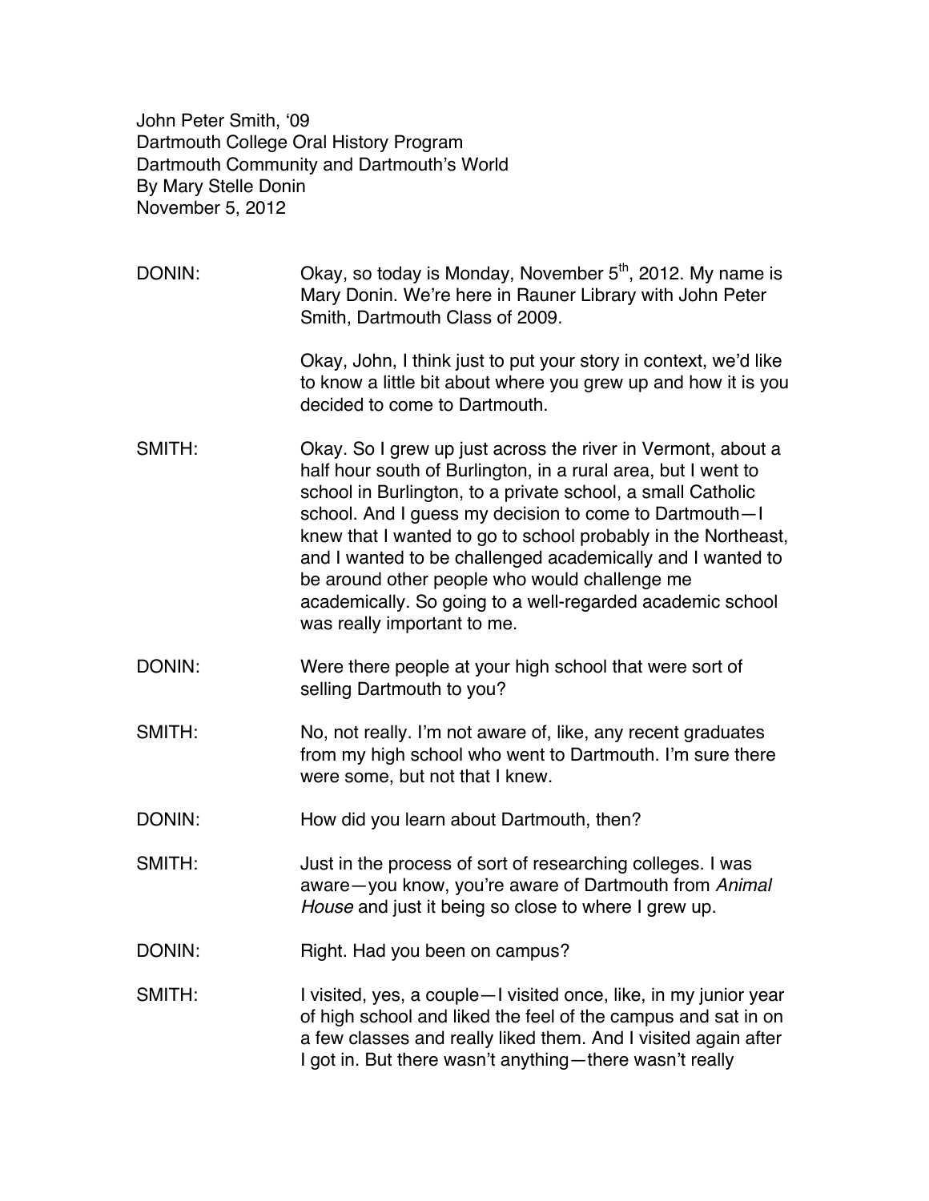John Peter Smith, '09
Dartmouth College Oral History Program
Dartmouth Community and Dartmouth's World
By Mary Stelle Donin
November 5, 2012

DONIN: Okay, so today is Monday, November 5th, 2012. My name is Mary Donin. We're here in Rauner Library with John Peter Smith, Dartmouth Class of 2009.

Okay, John, I think just to put your story in context, we'd like to know a little bit about where you grew up and how it is you decided to come to Dartmouth.

SMITH: Okay. So I grew up just across the river in Vermont, about a half hour south of Burlington, in a rural area, but I went to school in Burlington, to a private school, a small Catholic school. And I guess my decision to come to Dartmouth—I knew that I wanted to go to school probably in the Northeast, and I wanted to be challenged academically and I wanted to be around other people who would challenge me academically. So going to a well-regarded academic school was really important to me.

DONIN: Were there people at your high school that were sort of selling Dartmouth to you?

SMITH: No, not really. I'm not aware of, like, any recent graduates from my high school who went to Dartmouth. I'm sure there were some, but not that I knew.

DONIN: How did you learn about Dartmouth, then?

SMITH: Just in the process of sort of researching colleges. I was aware—you know, you're aware of Dartmouth from *Animal House* and just it being so close to where I grew up.

DONIN: Right. Had you been on campus?

SMITH: I visited, yes, a couple—I visited once, like, in my junior year of high school and liked the feel of the campus and sat in on a few classes and really liked them. And I visited again after I got in. But there wasn't anything—there wasn't really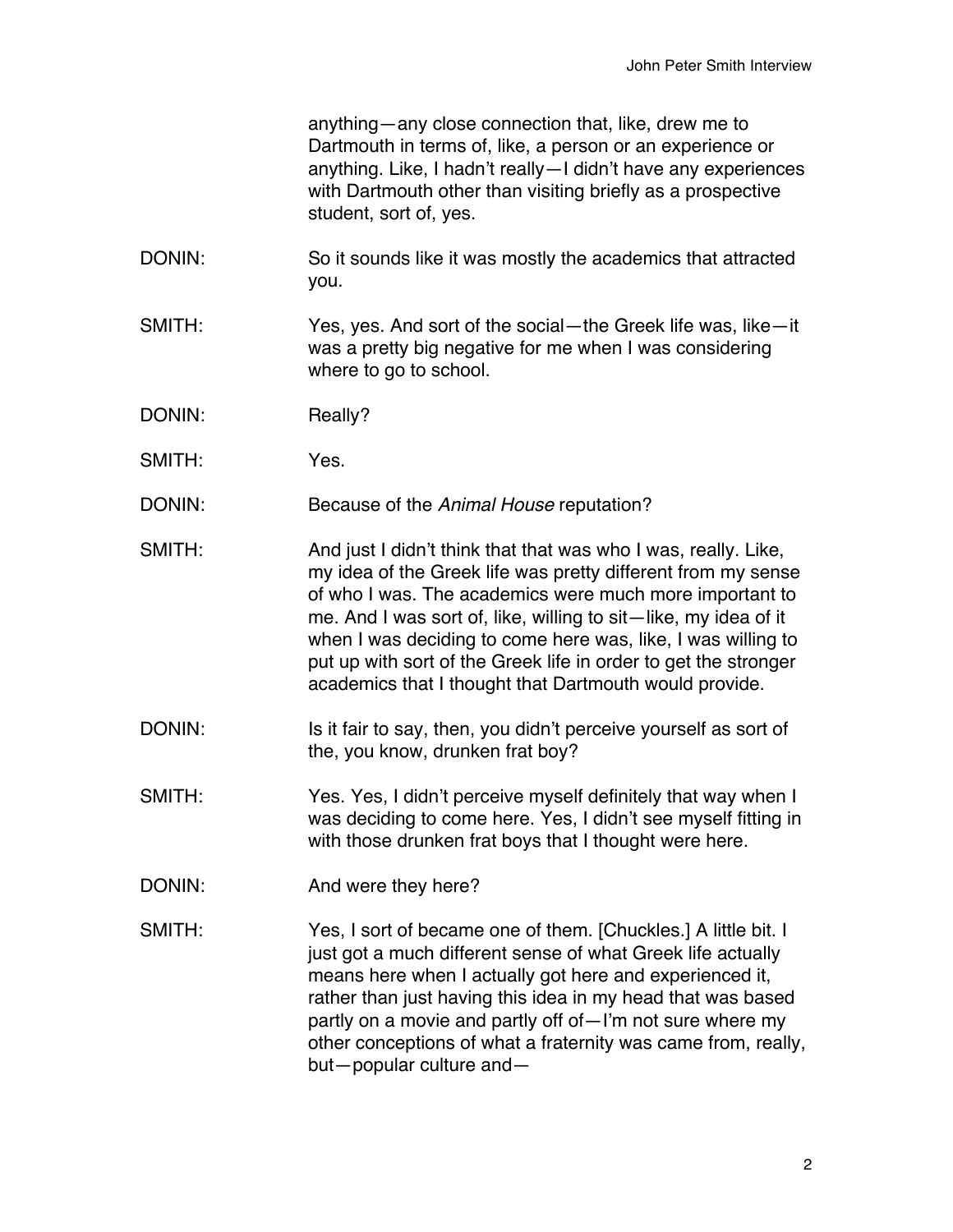anything—any close connection that, like, drew me to Dartmouth in terms of, like, a person or an experience or anything. Like, I hadn't really—I didn't have any experiences with Dartmouth other than visiting briefly as a prospective student, sort of, yes.

DONIN: So it sounds like it was mostly the academics that attracted you.

SMITH: Yes, yes. And sort of the social—the Greek life was, like—it was a pretty big negative for me when I was considering where to go to school.

DONIN: Really?

SMITH: Yes.

DONIN: Because of the *Animal House* reputation?

SMITH: And just I didn't think that that was who I was, really. Like, my idea of the Greek life was pretty different from my sense of who I was. The academics were much more important to me. And I was sort of, like, willing to sit—like, my idea of it when I was deciding to come here was, like, I was willing to put up with sort of the Greek life in order to get the stronger academics that I thought that Dartmouth would provide.

DONIN: Is it fair to say, then, you didn't perceive yourself as sort of the, you know, drunken frat boy?

SMITH: Yes. Yes, I didn't perceive myself definitely that way when I was deciding to come here. Yes, I didn't see myself fitting in with those drunken frat boys that I thought were here.

DONIN: And were they here?

SMITH: Yes, I sort of became one of them. [Chuckles.] A little bit. I just got a much different sense of what Greek life actually means here when I actually got here and experienced it, rather than just having this idea in my head that was based partly on a movie and partly off of—I'm not sure where my other conceptions of what a fraternity was came from, really, but—popular culture and—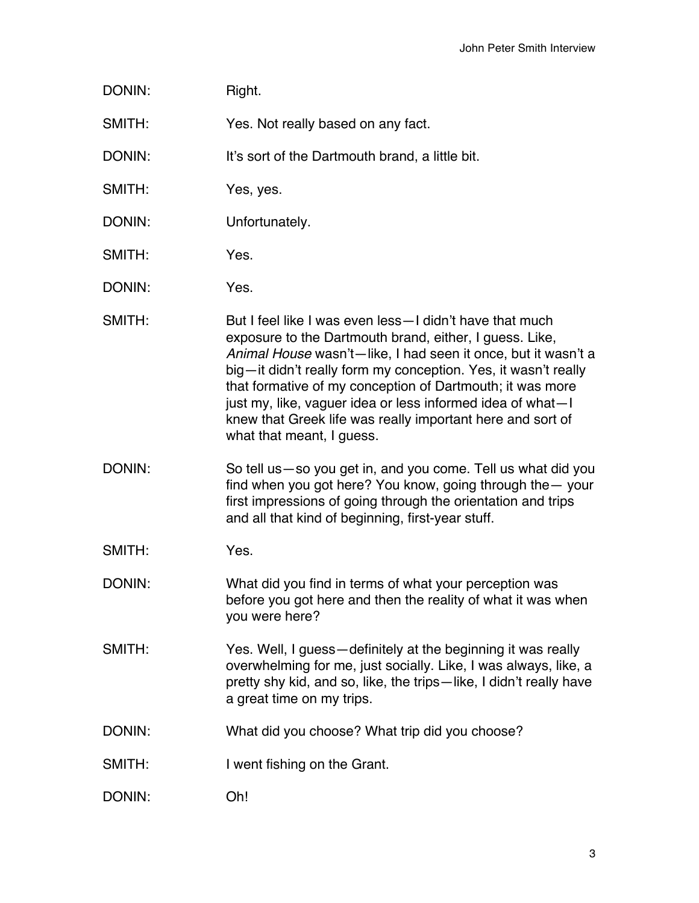DONIN: Right.

SMITH: Yes. Not really based on any fact.

DONIN: It's sort of the Dartmouth brand, a little bit.

SMITH: Yes, yes.

DONIN: Unfortunately.

SMITH: Yes.

DONIN: Yes.

SMITH: But I feel like I was even less—I didn't have that much exposure to the Dartmouth brand, either, I guess. Like, *Animal House* wasn't—like, I had seen it once, but it wasn't a big—it didn't really form my conception. Yes, it wasn't really that formative of my conception of Dartmouth; it was more just my, like, vaguer idea or less informed idea of what—I knew that Greek life was really important here and sort of what that meant, I guess.

DONIN: So tell us—so you get in, and you come. Tell us what did you find when you got here? You know, going through the— your first impressions of going through the orientation and trips and all that kind of beginning, first-year stuff.

SMITH: Yes.

DONIN: What did you find in terms of what your perception was before you got here and then the reality of what it was when you were here?

SMITH: Yes. Well, I guess—definitely at the beginning it was really overwhelming for me, just socially. Like, I was always, like, a pretty shy kid, and so, like, the trips—like, I didn't really have a great time on my trips.

DONIN: What did you choose? What trip did you choose?

SMITH: I went fishing on the Grant.

DONIN: Oh!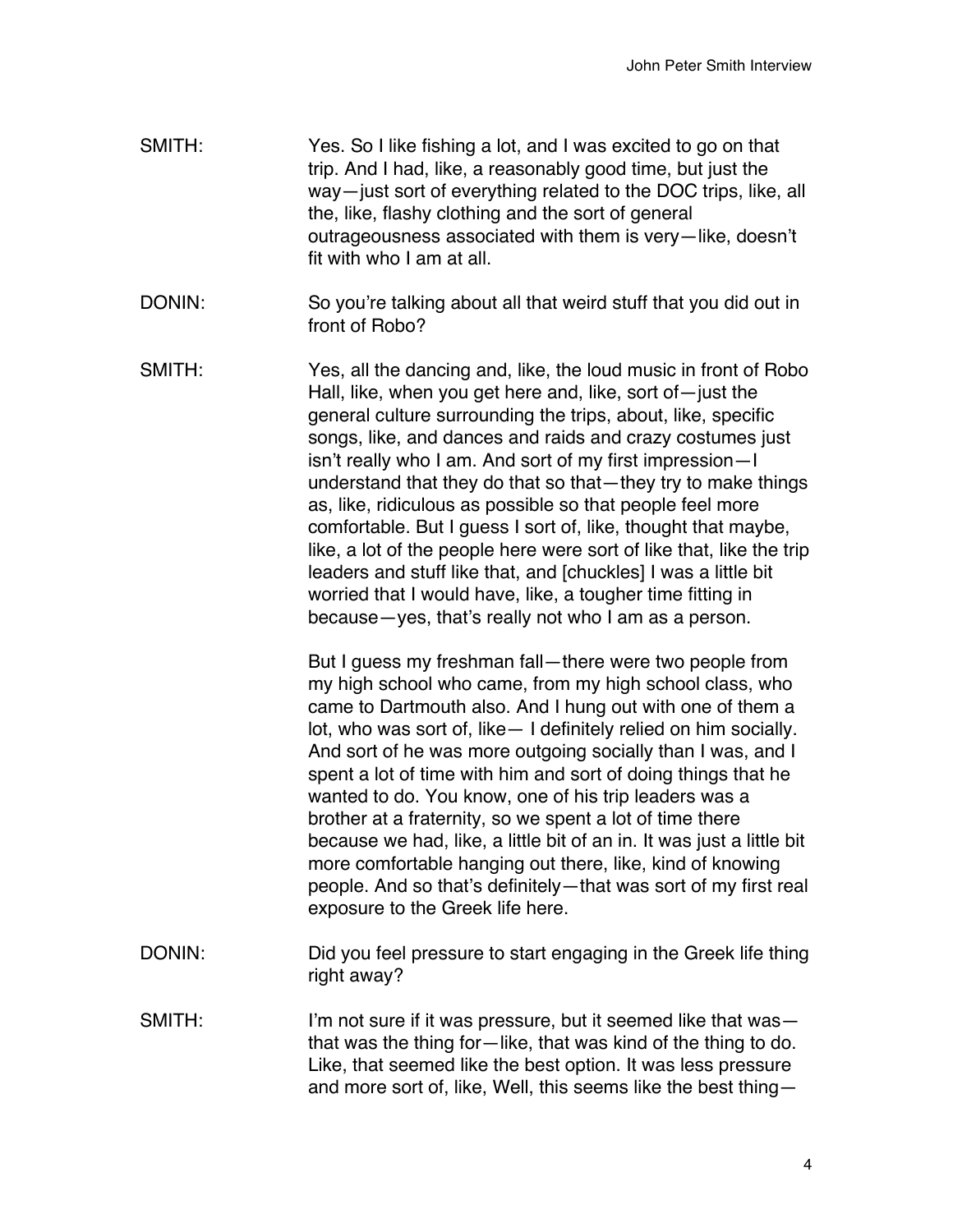SMITH: Yes. So I like fishing a lot, and I was excited to go on that trip. And I had, like, a reasonably good time, but just the way—just sort of everything related to the DOC trips, like, all the, like, flashy clothing and the sort of general outrageousness associated with them is very—like, doesn't fit with who I am at all.

DONIN: So you're talking about all that weird stuff that you did out in front of Robo?

SMITH: Yes, all the dancing and, like, the loud music in front of Robo Hall, like, when you get here and, like, sort of—just the general culture surrounding the trips, about, like, specific songs, like, and dances and raids and crazy costumes just isn't really who I am. And sort of my first impression—I understand that they do that so that—they try to make things as, like, ridiculous as possible so that people feel more comfortable. But I guess I sort of, like, thought that maybe, like, a lot of the people here were sort of like that, like the trip leaders and stuff like that, and [chuckles] I was a little bit worried that I would have, like, a tougher time fitting in because—yes, that's really not who I am as a person.

But I guess my freshman fall—there were two people from my high school who came, from my high school class, who came to Dartmouth also. And I hung out with one of them a lot, who was sort of, like— I definitely relied on him socially. And sort of he was more outgoing socially than I was, and I spent a lot of time with him and sort of doing things that he wanted to do. You know, one of his trip leaders was a brother at a fraternity, so we spent a lot of time there because we had, like, a little bit of an in. It was just a little bit more comfortable hanging out there, like, kind of knowing people. And so that's definitely—that was sort of my first real exposure to the Greek life here.

DONIN: Did you feel pressure to start engaging in the Greek life thing right away?

SMITH: I'm not sure if it was pressure, but it seemed like that was—that was the thing for—like, that was kind of the thing to do. Like, that seemed like the best option. It was less pressure and more sort of, like, Well, this seems like the best thing—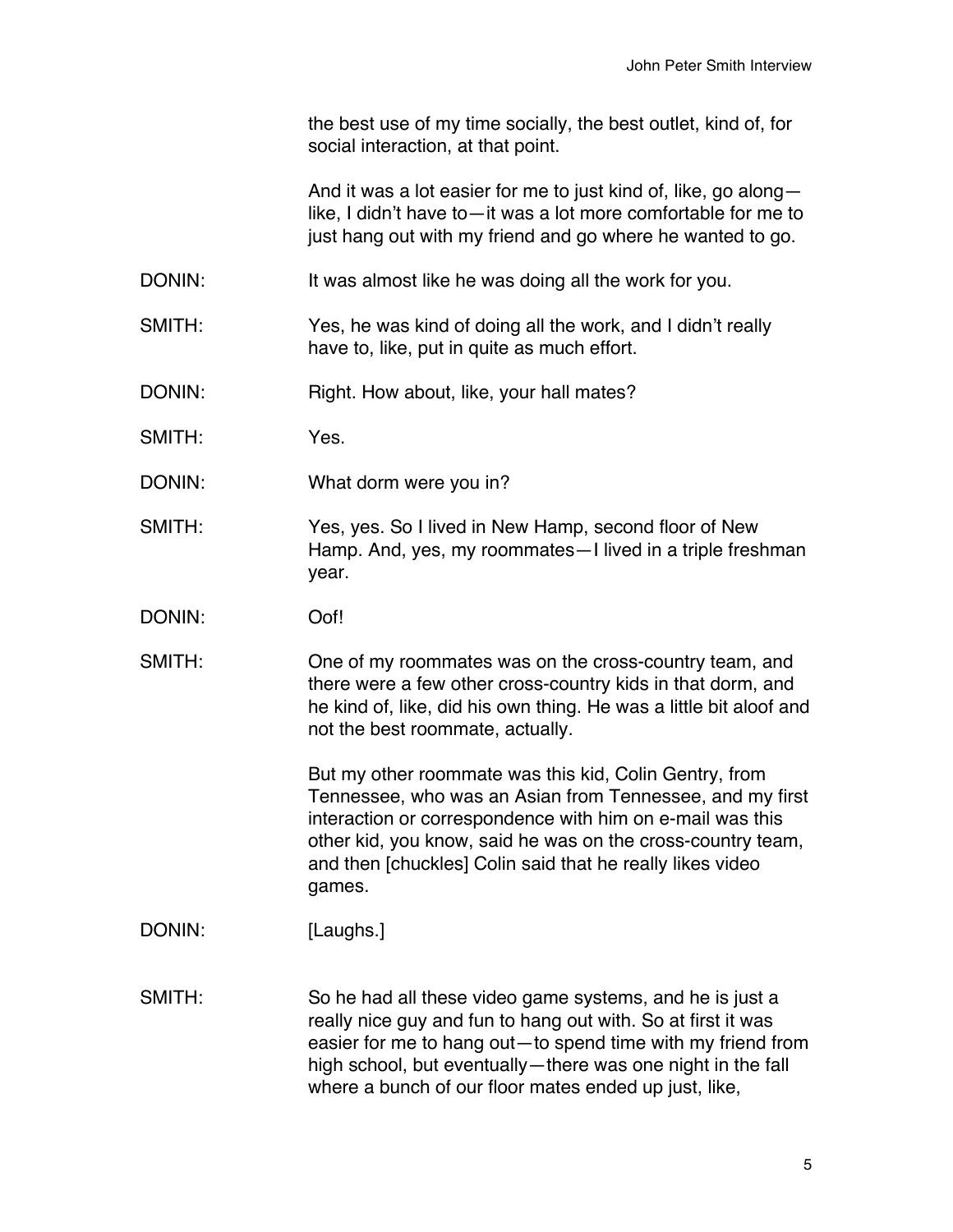the best use of my time socially, the best outlet, kind of, for social interaction, at that point.

And it was a lot easier for me to just kind of, like, go along—like, I didn't have to—it was a lot more comfortable for me to just hang out with my friend and go where he wanted to go.

DONIN: It was almost like he was doing all the work for you.

SMITH: Yes, he was kind of doing all the work, and I didn't really have to, like, put in quite as much effort.

DONIN: Right. How about, like, your hall mates?

SMITH: Yes.

DONIN: What dorm were you in?

SMITH: Yes, yes. So I lived in New Hamp, second floor of New Hamp. And, yes, my roommates—I lived in a triple freshman year.

DONIN: Oof!

SMITH: One of my roommates was on the cross-country team, and there were a few other cross-country kids in that dorm, and he kind of, like, did his own thing. He was a little bit aloof and not the best roommate, actually.

But my other roommate was this kid, Colin Gentry, from Tennessee, who was an Asian from Tennessee, and my first interaction or correspondence with him on e-mail was this other kid, you know, said he was on the cross-country team, and then [chuckles] Colin said that he really likes video games.

DONIN: [Laughs.]

SMITH: So he had all these video game systems, and he is just a really nice guy and fun to hang out with. So at first it was easier for me to hang out—to spend time with my friend from high school, but eventually—there was one night in the fall where a bunch of our floor mates ended up just, like,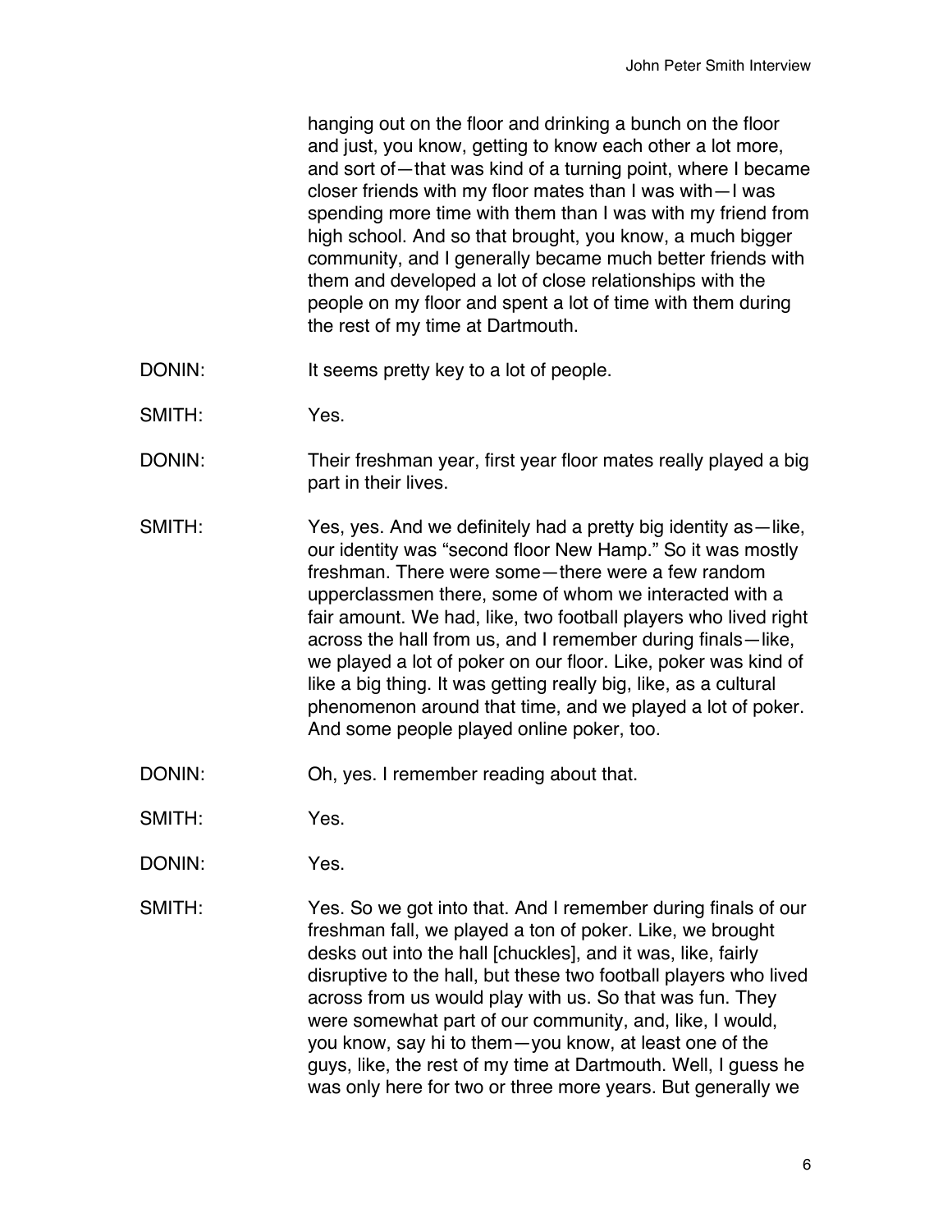hanging out on the floor and drinking a bunch on the floor and just, you know, getting to know each other a lot more, and sort of—that was kind of a turning point, where I became closer friends with my floor mates than I was with—I was spending more time with them than I was with my friend from high school. And so that brought, you know, a much bigger community, and I generally became much better friends with them and developed a lot of close relationships with the people on my floor and spent a lot of time with them during the rest of my time at Dartmouth.

DONIN: It seems pretty key to a lot of people.

SMITH: Yes.

DONIN: Their freshman year, first year floor mates really played a big part in their lives.

SMITH: Yes, yes. And we definitely had a pretty big identity as—like, our identity was "second floor New Hamp." So it was mostly freshman. There were some—there were a few random upperclassmen there, some of whom we interacted with a fair amount. We had, like, two football players who lived right across the hall from us, and I remember during finals—like, we played a lot of poker on our floor. Like, poker was kind of like a big thing. It was getting really big, like, as a cultural phenomenon around that time, and we played a lot of poker. And some people played online poker, too.

DONIN: Oh, yes. I remember reading about that.

SMITH: Yes.

DONIN: Yes.

SMITH: Yes. So we got into that. And I remember during finals of our freshman fall, we played a ton of poker. Like, we brought desks out into the hall [chuckles], and it was, like, fairly disruptive to the hall, but these two football players who lived across from us would play with us. So that was fun. They were somewhat part of our community, and, like, I would, you know, say hi to them—you know, at least one of the guys, like, the rest of my time at Dartmouth. Well, I guess he was only here for two or three more years. But generally we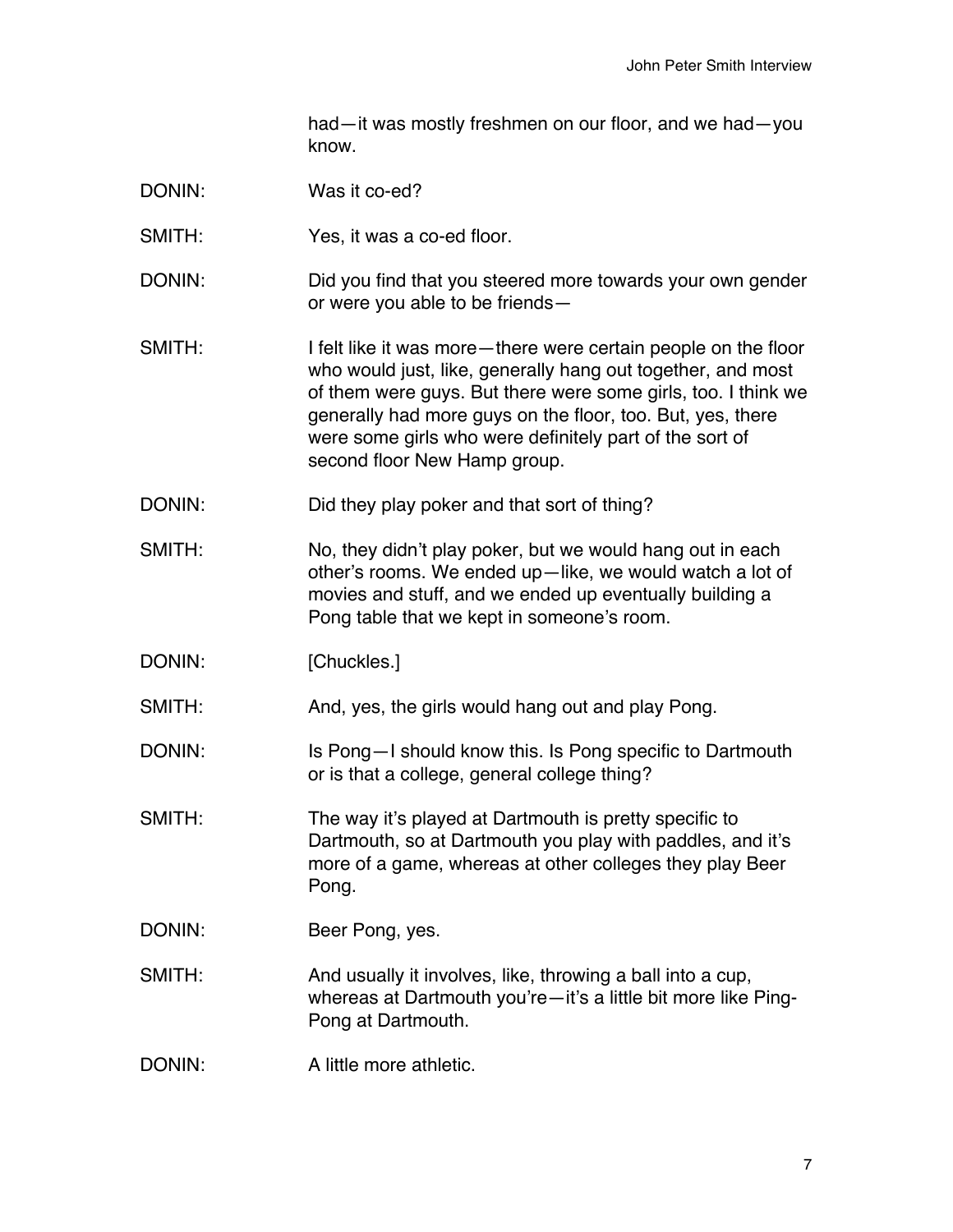had—it was mostly freshmen on our floor, and we had—you know.

DONIN: Was it co-ed?

SMITH: Yes, it was a co-ed floor.

DONIN: Did you find that you steered more towards your own gender or were you able to be friends—

SMITH: I felt like it was more—there were certain people on the floor who would just, like, generally hang out together, and most of them were guys. But there were some girls, too. I think we generally had more guys on the floor, too. But, yes, there were some girls who were definitely part of the sort of second floor New Hamp group.

DONIN: Did they play poker and that sort of thing?

SMITH: No, they didn't play poker, but we would hang out in each other's rooms. We ended up—like, we would watch a lot of movies and stuff, and we ended up eventually building a Pong table that we kept in someone's room.

DONIN: [Chuckles.]

SMITH: And, yes, the girls would hang out and play Pong.

DONIN: Is Pong—I should know this. Is Pong specific to Dartmouth or is that a college, general college thing?

SMITH: The way it's played at Dartmouth is pretty specific to Dartmouth, so at Dartmouth you play with paddles, and it's more of a game, whereas at other colleges they play Beer Pong.

DONIN: Beer Pong, yes.

SMITH: And usually it involves, like, throwing a ball into a cup, whereas at Dartmouth you're—it's a little bit more like Ping-Pong at Dartmouth.

DONIN: A little more athletic.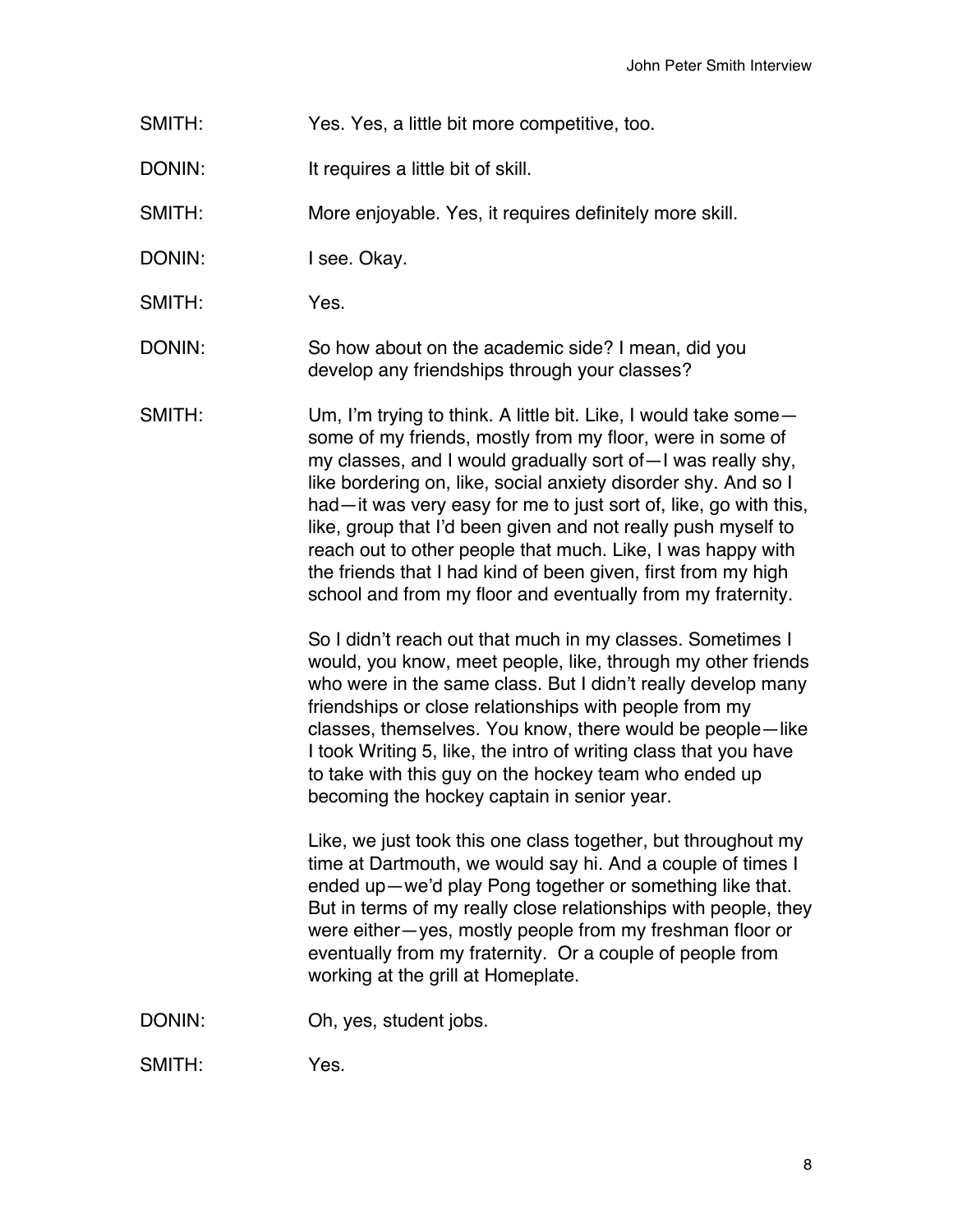SMITH: Yes. Yes, a little bit more competitive, too.

DONIN: It requires a little bit of skill.

SMITH: More enjoyable. Yes, it requires definitely more skill.

DONIN: I see. Okay.

SMITH: Yes.

DONIN: So how about on the academic side? I mean, did you develop any friendships through your classes?

SMITH: Um, I'm trying to think. A little bit. Like, I would take some—some of my friends, mostly from my floor, were in some of my classes, and I would gradually sort of—I was really shy, like bordering on, like, social anxiety disorder shy. And so I had—it was very easy for me to just sort of, like, go with this, like, group that I'd been given and not really push myself to reach out to other people that much. Like, I was happy with the friends that I had kind of been given, first from my high school and from my floor and eventually from my fraternity.

So I didn't reach out that much in my classes. Sometimes I would, you know, meet people, like, through my other friends who were in the same class. But I didn't really develop many friendships or close relationships with people from my classes, themselves. You know, there would be people—like I took Writing 5, like, the intro of writing class that you have to take with this guy on the hockey team who ended up becoming the hockey captain in senior year.

Like, we just took this one class together, but throughout my time at Dartmouth, we would say hi. And a couple of times I ended up—we'd play Pong together or something like that. But in terms of my really close relationships with people, they were either—yes, mostly people from my freshman floor or eventually from my fraternity. Or a couple of people from working at the grill at Homeplate.

DONIN: Oh, yes, student jobs.

SMITH: Yes.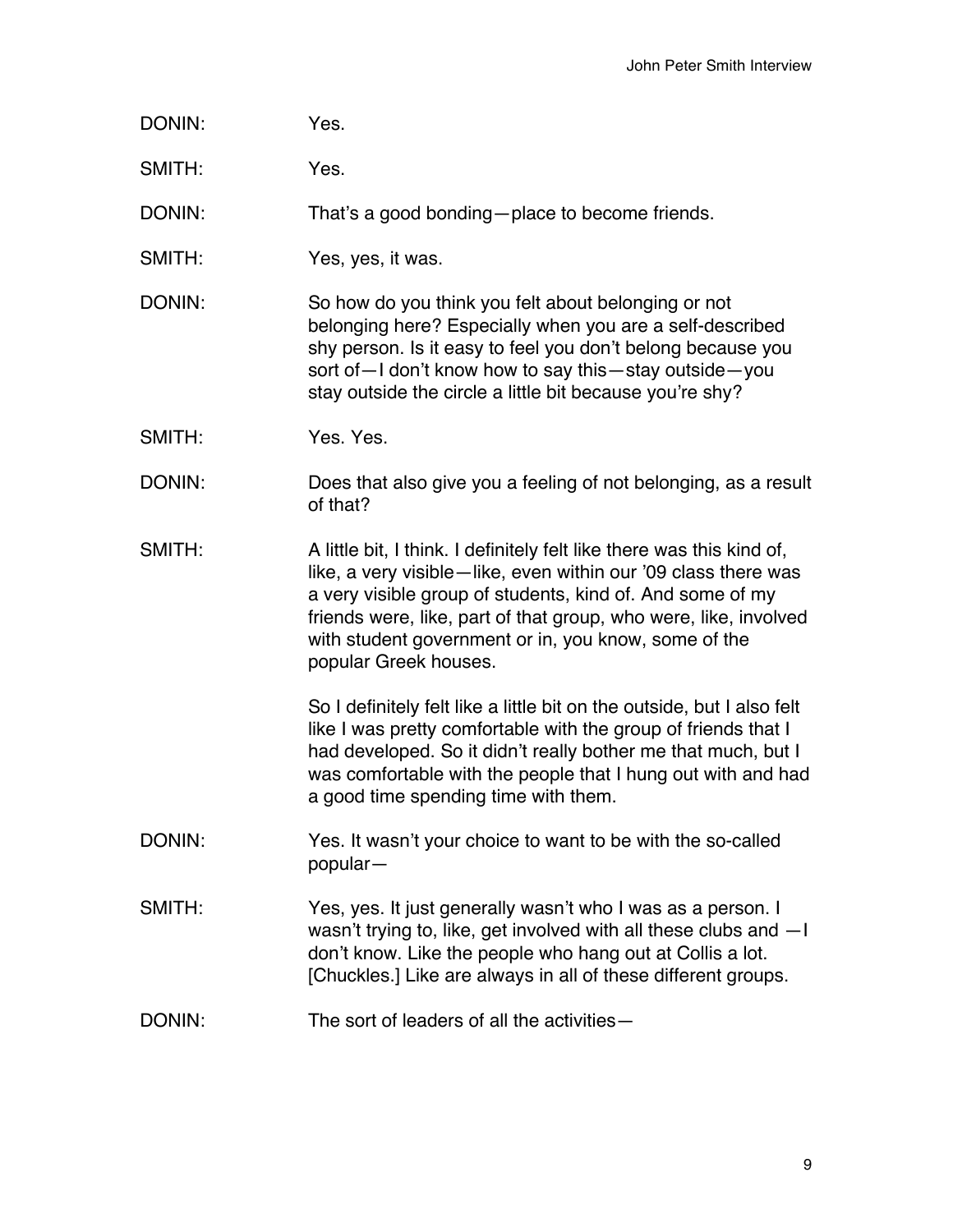DONIN: Yes.

SMITH: Yes.

DONIN: That's a good bonding—place to become friends.

SMITH: Yes, yes, it was.

DONIN: So how do you think you felt about belonging or not belonging here? Especially when you are a self-described shy person. Is it easy to feel you don't belong because you sort of—I don't know how to say this—stay outside—you stay outside the circle a little bit because you're shy?

SMITH: Yes. Yes.

DONIN: Does that also give you a feeling of not belonging, as a result of that?

SMITH: A little bit, I think. I definitely felt like there was this kind of, like, a very visible—like, even within our '09 class there was a very visible group of students, kind of. And some of my friends were, like, part of that group, who were, like, involved with student government or in, you know, some of the popular Greek houses.

So I definitely felt like a little bit on the outside, but I also felt like I was pretty comfortable with the group of friends that I had developed. So it didn't really bother me that much, but I was comfortable with the people that I hung out with and had a good time spending time with them.

DONIN: Yes. It wasn't your choice to want to be with the so-called popular—

SMITH: Yes, yes. It just generally wasn't who I was as a person. I wasn't trying to, like, get involved with all these clubs and —I don't know. Like the people who hang out at Collis a lot. [Chuckles.] Like are always in all of these different groups.

DONIN: The sort of leaders of all the activities—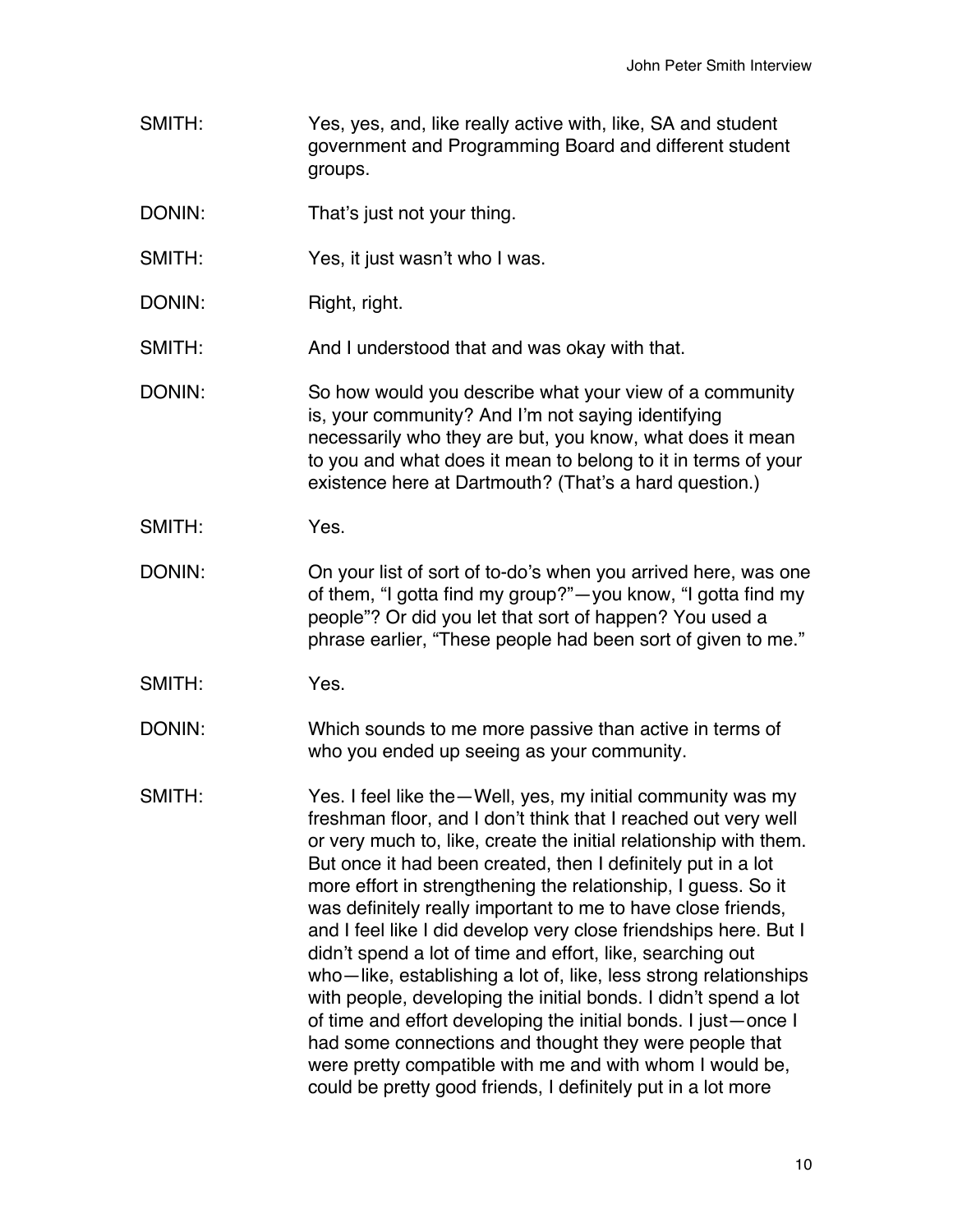SMITH: Yes, yes, and, like really active with, like, SA and student government and Programming Board and different student groups.

DONIN: That's just not your thing.

SMITH: Yes, it just wasn't who I was.

DONIN: Right, right.

SMITH: And I understood that and was okay with that.

DONIN: So how would you describe what your view of a community is, your community? And I'm not saying identifying necessarily who they are but, you know, what does it mean to you and what does it mean to belong to it in terms of your existence here at Dartmouth? (That's a hard question.)

SMITH: Yes.

DONIN: On your list of sort of to-do's when you arrived here, was one of them, "I gotta find my group?"—you know, "I gotta find my people"? Or did you let that sort of happen? You used a phrase earlier, "These people had been sort of given to me."

SMITH: Yes.

DONIN: Which sounds to me more passive than active in terms of who you ended up seeing as your community.

SMITH: Yes. I feel like the—Well, yes, my initial community was my freshman floor, and I don't think that I reached out very well or very much to, like, create the initial relationship with them. But once it had been created, then I definitely put in a lot more effort in strengthening the relationship, I guess. So it was definitely really important to me to have close friends, and I feel like I did develop very close friendships here. But I didn't spend a lot of time and effort, like, searching out who—like, establishing a lot of, like, less strong relationships with people, developing the initial bonds. I didn't spend a lot of time and effort developing the initial bonds. I just—once I had some connections and thought they were people that were pretty compatible with me and with whom I would be, could be pretty good friends, I definitely put in a lot more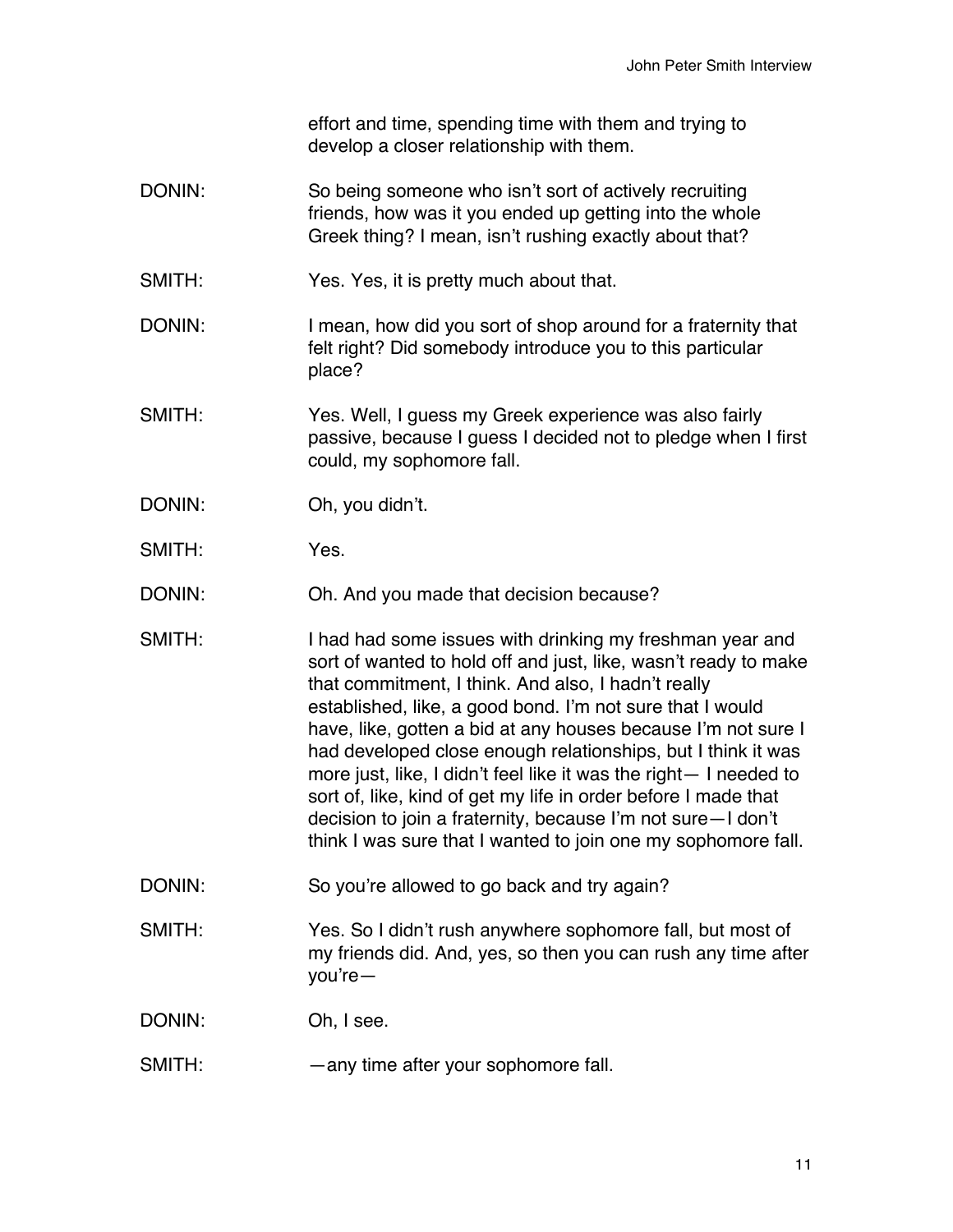effort and time, spending time with them and trying to develop a closer relationship with them.

DONIN: So being someone who isn't sort of actively recruiting friends, how was it you ended up getting into the whole Greek thing? I mean, isn't rushing exactly about that?

SMITH: Yes. Yes, it is pretty much about that.

DONIN: I mean, how did you sort of shop around for a fraternity that felt right? Did somebody introduce you to this particular place?

SMITH: Yes. Well, I guess my Greek experience was also fairly passive, because I guess I decided not to pledge when I first could, my sophomore fall.

DONIN: Oh, you didn't.

SMITH: Yes.

DONIN: Oh. And you made that decision because?

SMITH: I had had some issues with drinking my freshman year and sort of wanted to hold off and just, like, wasn't ready to make that commitment, I think. And also, I hadn't really established, like, a good bond. I'm not sure that I would have, like, gotten a bid at any houses because I'm not sure I had developed close enough relationships, but I think it was more just, like, I didn't feel like it was the right— I needed to sort of, like, kind of get my life in order before I made that decision to join a fraternity, because I'm not sure—I don't think I was sure that I wanted to join one my sophomore fall.

DONIN: So you're allowed to go back and try again?

SMITH: Yes. So I didn't rush anywhere sophomore fall, but most of my friends did. And, yes, so then you can rush any time after you're—

DONIN: Oh, I see.

SMITH: —any time after your sophomore fall.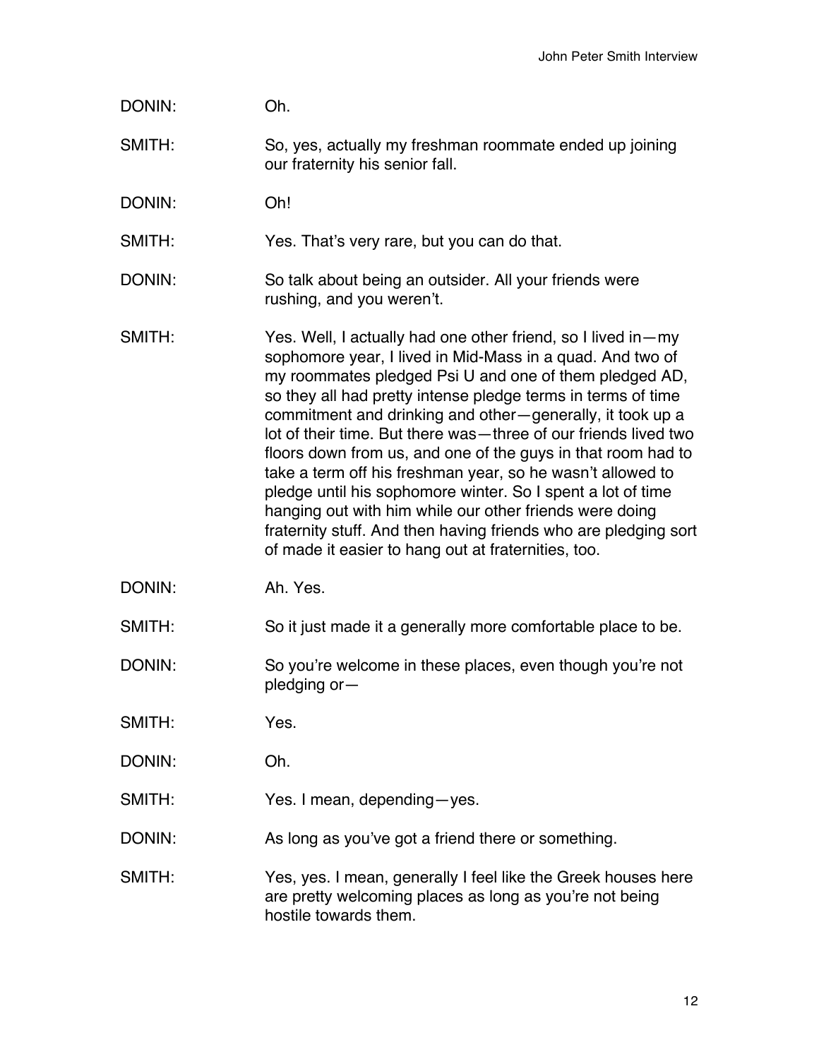DONIN: Oh.

SMITH: So, yes, actually my freshman roommate ended up joining our fraternity his senior fall.

DONIN: Oh!

SMITH: Yes. That's very rare, but you can do that.

DONIN: So talk about being an outsider. All your friends were rushing, and you weren't.

SMITH: Yes. Well, I actually had one other friend, so I lived in—my sophomore year, I lived in Mid-Mass in a quad. And two of my roommates pledged Psi U and one of them pledged AD, so they all had pretty intense pledge terms in terms of time commitment and drinking and other—generally, it took up a lot of their time. But there was—three of our friends lived two floors down from us, and one of the guys in that room had to take a term off his freshman year, so he wasn't allowed to pledge until his sophomore winter. So I spent a lot of time hanging out with him while our other friends were doing fraternity stuff. And then having friends who are pledging sort of made it easier to hang out at fraternities, too.

DONIN: Ah. Yes.

SMITH: So it just made it a generally more comfortable place to be.

DONIN: So you're welcome in these places, even though you're not pledging or—

SMITH: Yes.

DONIN: Oh.

SMITH: Yes. I mean, depending—yes.

DONIN: As long as you've got a friend there or something.

SMITH: Yes, yes. I mean, generally I feel like the Greek houses here are pretty welcoming places as long as you're not being hostile towards them.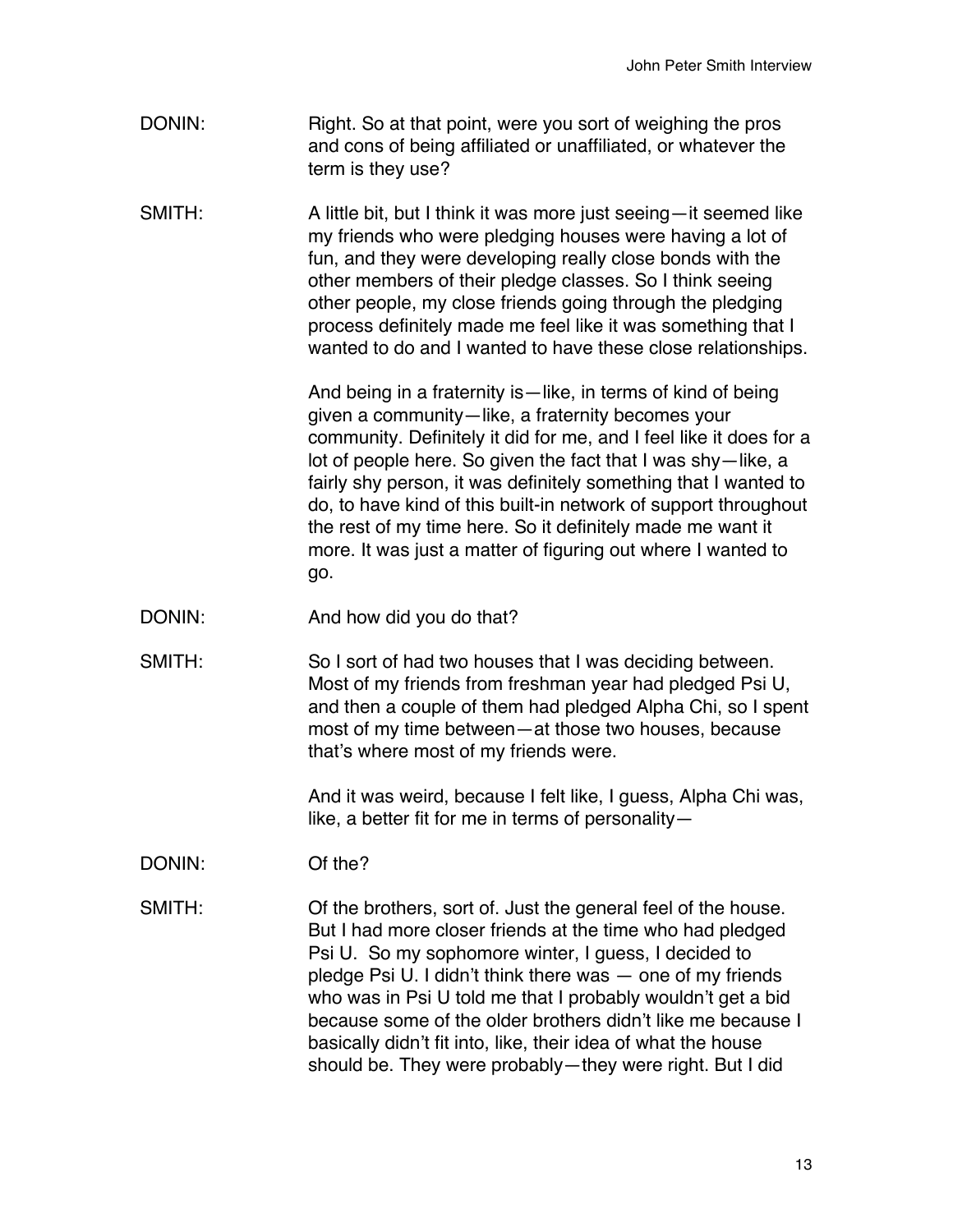DONIN: Right. So at that point, were you sort of weighing the pros and cons of being affiliated or unaffiliated, or whatever the term is they use?

SMITH: A little bit, but I think it was more just seeing—it seemed like my friends who were pledging houses were having a lot of fun, and they were developing really close bonds with the other members of their pledge classes. So I think seeing other people, my close friends going through the pledging process definitely made me feel like it was something that I wanted to do and I wanted to have these close relationships.

And being in a fraternity is—like, in terms of kind of being given a community—like, a fraternity becomes your community. Definitely it did for me, and I feel like it does for a lot of people here. So given the fact that I was shy—like, a fairly shy person, it was definitely something that I wanted to do, to have kind of this built-in network of support throughout the rest of my time here. So it definitely made me want it more. It was just a matter of figuring out where I wanted to go.

DONIN: And how did you do that?

SMITH: So I sort of had two houses that I was deciding between. Most of my friends from freshman year had pledged Psi U, and then a couple of them had pledged Alpha Chi, so I spent most of my time between—at those two houses, because that's where most of my friends were.

And it was weird, because I felt like, I guess, Alpha Chi was, like, a better fit for me in terms of personality—

DONIN: Of the?

SMITH: Of the brothers, sort of. Just the general feel of the house. But I had more closer friends at the time who had pledged Psi U. So my sophomore winter, I guess, I decided to pledge Psi U. I didn't think there was — one of my friends who was in Psi U told me that I probably wouldn't get a bid because some of the older brothers didn't like me because I basically didn't fit into, like, their idea of what the house should be. They were probably—they were right. But I did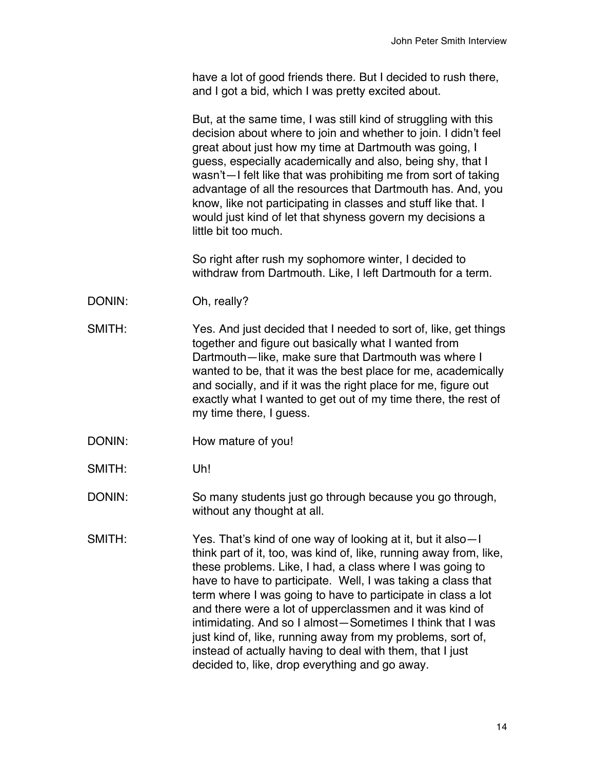have a lot of good friends there. But I decided to rush there, and I got a bid, which I was pretty excited about.

But, at the same time, I was still kind of struggling with this decision about where to join and whether to join. I didn't feel great about just how my time at Dartmouth was going, I guess, especially academically and also, being shy, that I wasn't—I felt like that was prohibiting me from sort of taking advantage of all the resources that Dartmouth has. And, you know, like not participating in classes and stuff like that. I would just kind of let that shyness govern my decisions a little bit too much.

So right after rush my sophomore winter, I decided to withdraw from Dartmouth. Like, I left Dartmouth for a term.

DONIN: Oh, really?

SMITH: Yes. And just decided that I needed to sort of, like, get things together and figure out basically what I wanted from Dartmouth—like, make sure that Dartmouth was where I wanted to be, that it was the best place for me, academically and socially, and if it was the right place for me, figure out exactly what I wanted to get out of my time there, the rest of my time there, I guess.

DONIN: How mature of you!

SMITH: Uh!

DONIN: So many students just go through because you go through, without any thought at all.

SMITH: Yes. That's kind of one way of looking at it, but it also—I think part of it, too, was kind of, like, running away from, like, these problems. Like, I had, a class where I was going to have to have to participate. Well, I was taking a class that term where I was going to have to participate in class a lot and there were a lot of upperclassmen and it was kind of intimidating. And so I almost—Sometimes I think that I was just kind of, like, running away from my problems, sort of, instead of actually having to deal with them, that I just decided to, like, drop everything and go away.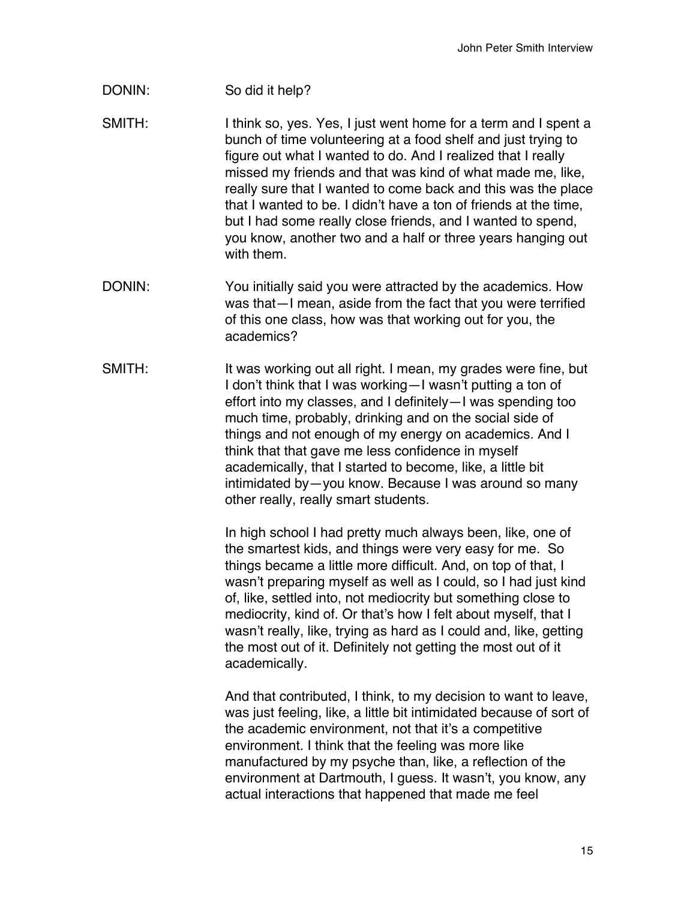DONIN: So did it help?

SMITH: I think so, yes. Yes, I just went home for a term and I spent a bunch of time volunteering at a food shelf and just trying to figure out what I wanted to do. And I realized that I really missed my friends and that was kind of what made me, like, really sure that I wanted to come back and this was the place that I wanted to be. I didn't have a ton of friends at the time, but I had some really close friends, and I wanted to spend, you know, another two and a half or three years hanging out with them.

DONIN: You initially said you were attracted by the academics. How was that—I mean, aside from the fact that you were terrified of this one class, how was that working out for you, the academics?

SMITH: It was working out all right. I mean, my grades were fine, but I don't think that I was working—I wasn't putting a ton of effort into my classes, and I definitely—I was spending too much time, probably, drinking and on the social side of things and not enough of my energy on academics. And I think that that gave me less confidence in myself academically, that I started to become, like, a little bit intimidated by—you know. Because I was around so many other really, really smart students.

In high school I had pretty much always been, like, one of the smartest kids, and things were very easy for me. So things became a little more difficult. And, on top of that, I wasn't preparing myself as well as I could, so I had just kind of, like, settled into, not mediocrity but something close to mediocrity, kind of. Or that's how I felt about myself, that I wasn't really, like, trying as hard as I could and, like, getting the most out of it. Definitely not getting the most out of it academically.

And that contributed, I think, to my decision to want to leave, was just feeling, like, a little bit intimidated because of sort of the academic environment, not that it's a competitive environment. I think that the feeling was more like manufactured by my psyche than, like, a reflection of the environment at Dartmouth, I guess. It wasn't, you know, any actual interactions that happened that made me feel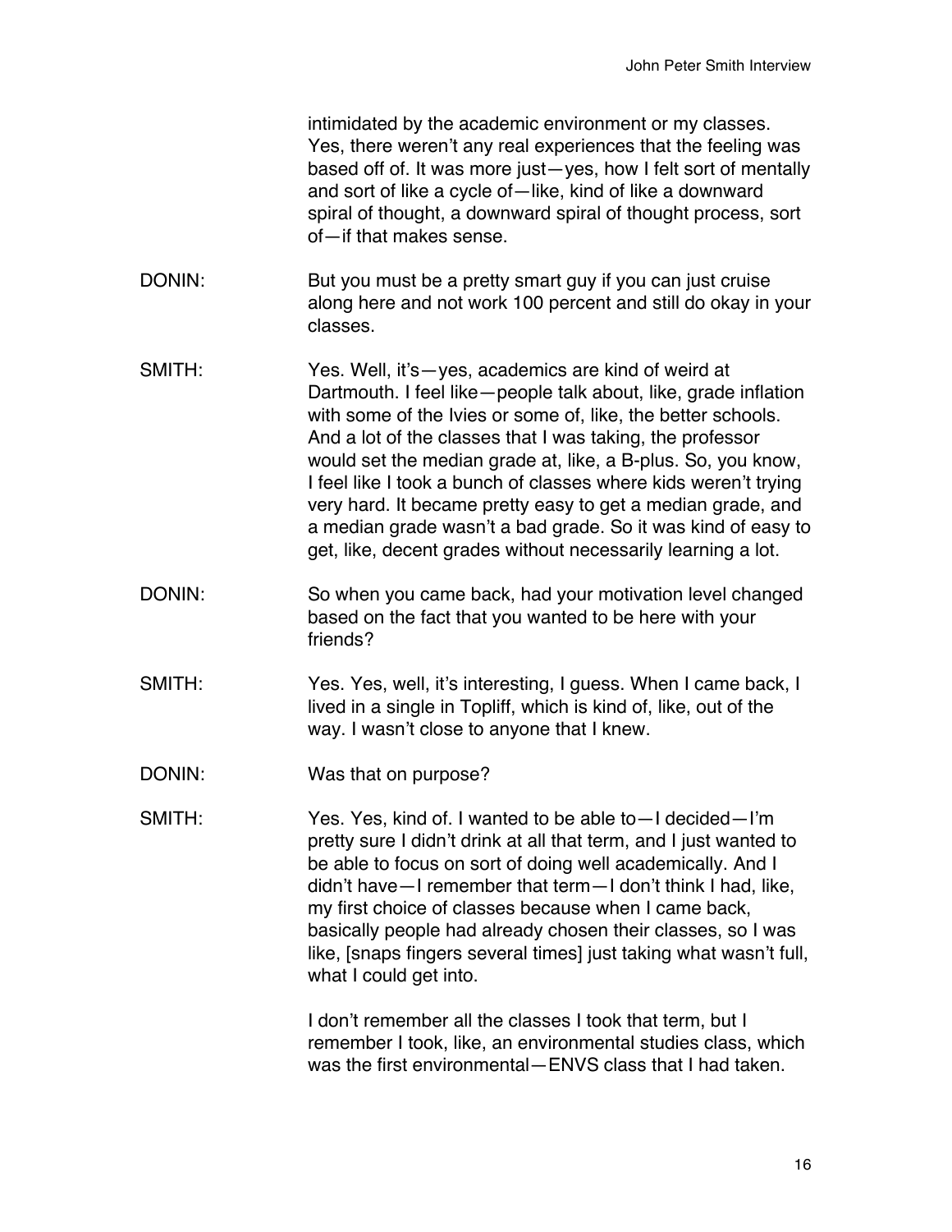intimidated by the academic environment or my classes. Yes, there weren't any real experiences that the feeling was based off of. It was more just—yes, how I felt sort of mentally and sort of like a cycle of—like, kind of like a downward spiral of thought, a downward spiral of thought process, sort of—if that makes sense.

DONIN: But you must be a pretty smart guy if you can just cruise along here and not work 100 percent and still do okay in your classes.

SMITH: Yes. Well, it's—yes, academics are kind of weird at Dartmouth. I feel like—people talk about, like, grade inflation with some of the Ivies or some of, like, the better schools. And a lot of the classes that I was taking, the professor would set the median grade at, like, a B-plus. So, you know, I feel like I took a bunch of classes where kids weren't trying very hard. It became pretty easy to get a median grade, and a median grade wasn't a bad grade. So it was kind of easy to get, like, decent grades without necessarily learning a lot.

DONIN: So when you came back, had your motivation level changed based on the fact that you wanted to be here with your friends?

SMITH: Yes. Yes, well, it's interesting, I guess. When I came back, I lived in a single in Topliff, which is kind of, like, out of the way. I wasn't close to anyone that I knew.

DONIN: Was that on purpose?

SMITH: Yes. Yes, kind of. I wanted to be able to—I decided—I'm pretty sure I didn't drink at all that term, and I just wanted to be able to focus on sort of doing well academically. And I didn't have—I remember that term—I don't think I had, like, my first choice of classes because when I came back, basically people had already chosen their classes, so I was like, [snaps fingers several times] just taking what wasn't full, what I could get into.

I don't remember all the classes I took that term, but I remember I took, like, an environmental studies class, which was the first environmental—ENVS class that I had taken.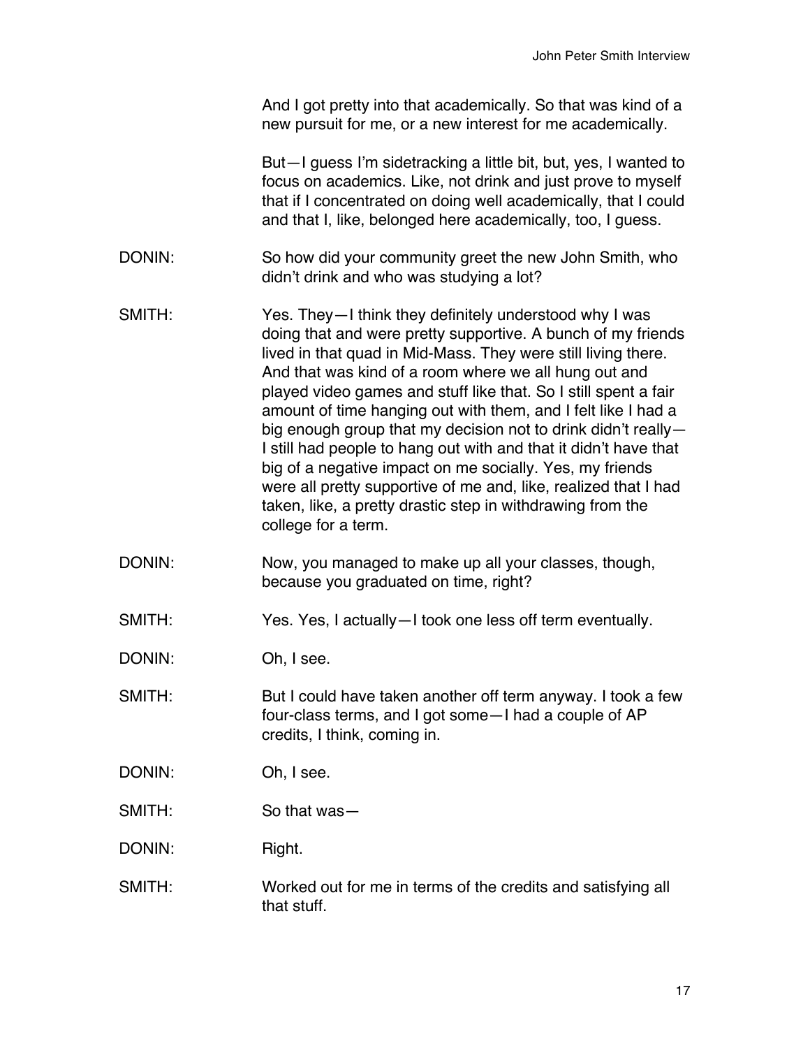And I got pretty into that academically. So that was kind of a new pursuit for me, or a new interest for me academically.

But—I guess I'm sidetracking a little bit, but, yes, I wanted to focus on academics. Like, not drink and just prove to myself that if I concentrated on doing well academically, that I could and that I, like, belonged here academically, too, I guess.

DONIN: So how did your community greet the new John Smith, who didn't drink and who was studying a lot?

SMITH: Yes. They—I think they definitely understood why I was doing that and were pretty supportive. A bunch of my friends lived in that quad in Mid-Mass. They were still living there. And that was kind of a room where we all hung out and played video games and stuff like that. So I still spent a fair amount of time hanging out with them, and I felt like I had a big enough group that my decision not to drink didn't really—I still had people to hang out with and that it didn't have that big of a negative impact on me socially. Yes, my friends were all pretty supportive of me and, like, realized that I had taken, like, a pretty drastic step in withdrawing from the college for a term.

DONIN: Now, you managed to make up all your classes, though, because you graduated on time, right?

SMITH: Yes. Yes, I actually—I took one less off term eventually.

DONIN: Oh, I see.

SMITH: But I could have taken another off term anyway. I took a few four-class terms, and I got some—I had a couple of AP credits, I think, coming in.

DONIN: Oh, I see.

SMITH: So that was—

DONIN: Right.

SMITH: Worked out for me in terms of the credits and satisfying all that stuff.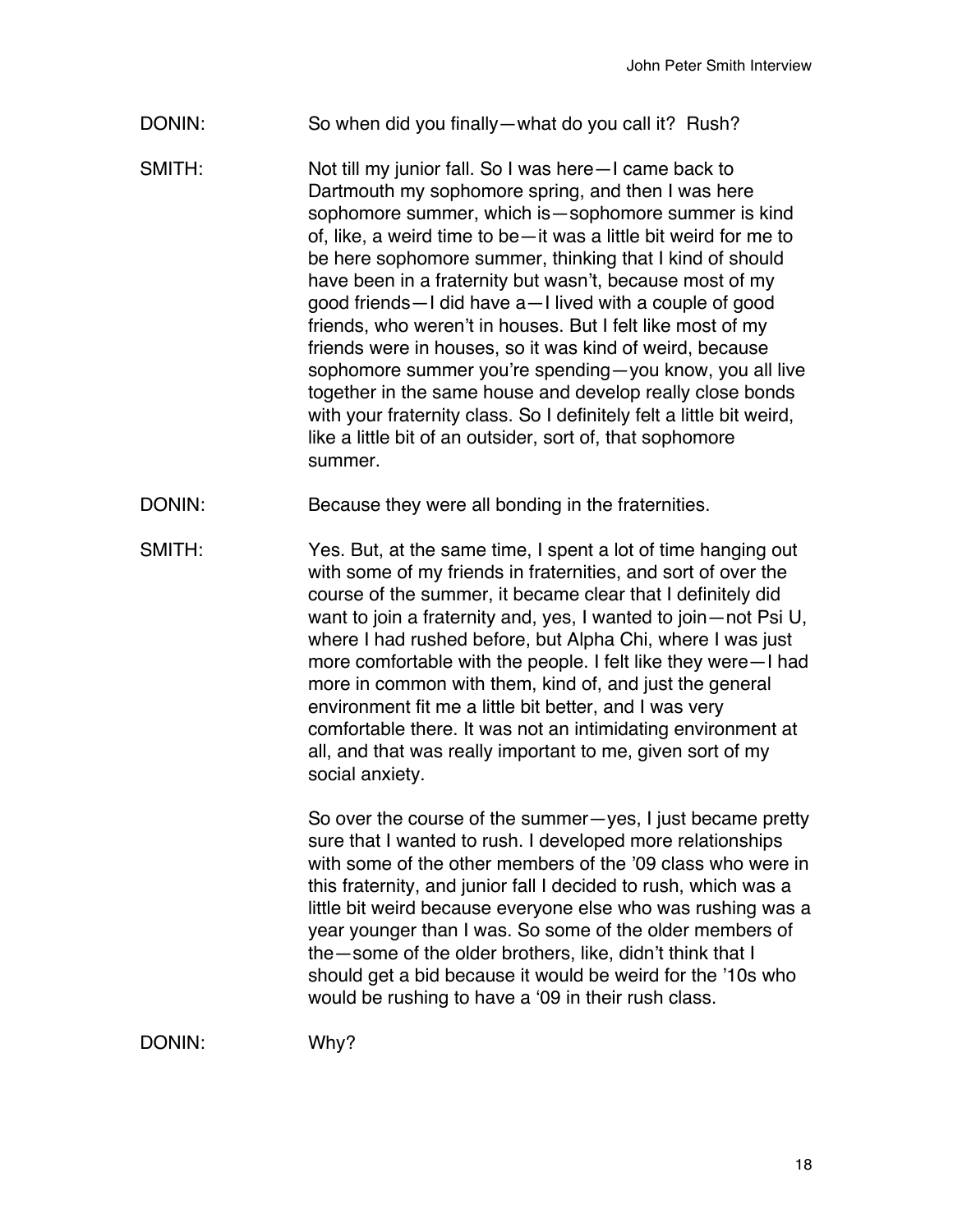DONIN: So when did you finally—what do you call it? Rush?

SMITH: Not till my junior fall. So I was here—I came back to Dartmouth my sophomore spring, and then I was here sophomore summer, which is—sophomore summer is kind of, like, a weird time to be—it was a little bit weird for me to be here sophomore summer, thinking that I kind of should have been in a fraternity but wasn't, because most of my good friends—I did have a—I lived with a couple of good friends, who weren't in houses. But I felt like most of my friends were in houses, so it was kind of weird, because sophomore summer you're spending—you know, you all live together in the same house and develop really close bonds with your fraternity class. So I definitely felt a little bit weird, like a little bit of an outsider, sort of, that sophomore summer.

DONIN: Because they were all bonding in the fraternities.

SMITH: Yes. But, at the same time, I spent a lot of time hanging out with some of my friends in fraternities, and sort of over the course of the summer, it became clear that I definitely did want to join a fraternity and, yes, I wanted to join—not Psi U, where I had rushed before, but Alpha Chi, where I was just more comfortable with the people. I felt like they were—I had more in common with them, kind of, and just the general environment fit me a little bit better, and I was very comfortable there. It was not an intimidating environment at all, and that was really important to me, given sort of my social anxiety.

So over the course of the summer—yes, I just became pretty sure that I wanted to rush. I developed more relationships with some of the other members of the '09 class who were in this fraternity, and junior fall I decided to rush, which was a little bit weird because everyone else who was rushing was a year younger than I was. So some of the older members of the—some of the older brothers, like, didn't think that I should get a bid because it would be weird for the '10s who would be rushing to have a '09 in their rush class.

DONIN: Why?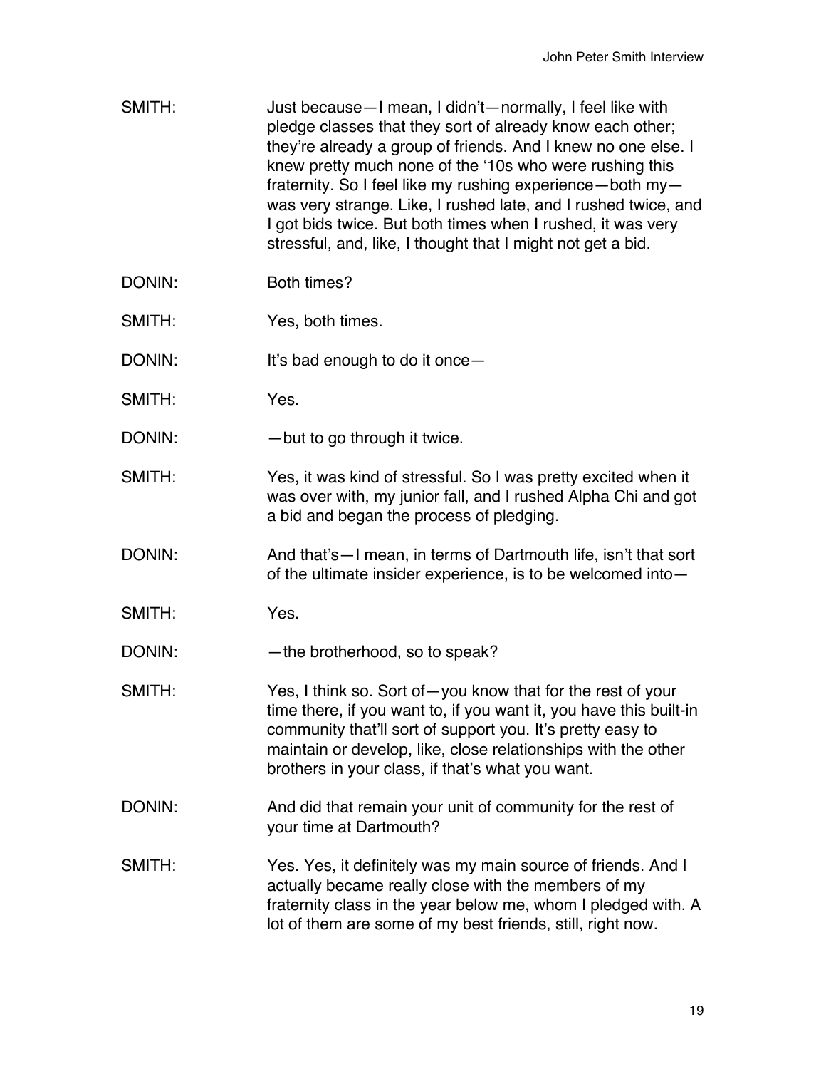SMITH: Just because—I mean, I didn't—normally, I feel like with pledge classes that they sort of already know each other; they're already a group of friends. And I knew no one else. I knew pretty much none of the '10s who were rushing this fraternity. So I feel like my rushing experience—both my—was very strange. Like, I rushed late, and I rushed twice, and I got bids twice. But both times when I rushed, it was very stressful, and, like, I thought that I might not get a bid.

DONIN: Both times?

SMITH: Yes, both times.

DONIN: It's bad enough to do it once—

SMITH: Yes.

DONIN: —but to go through it twice.

SMITH: Yes, it was kind of stressful. So I was pretty excited when it was over with, my junior fall, and I rushed Alpha Chi and got a bid and began the process of pledging.

DONIN: And that's—I mean, in terms of Dartmouth life, isn't that sort of the ultimate insider experience, is to be welcomed into—

SMITH: Yes.

DONIN: —the brotherhood, so to speak?

SMITH: Yes, I think so. Sort of—you know that for the rest of your time there, if you want to, if you want it, you have this built-in community that'll sort of support you. It's pretty easy to maintain or develop, like, close relationships with the other brothers in your class, if that's what you want.

DONIN: And did that remain your unit of community for the rest of your time at Dartmouth?

SMITH: Yes. Yes, it definitely was my main source of friends. And I actually became really close with the members of my fraternity class in the year below me, whom I pledged with. A lot of them are some of my best friends, still, right now.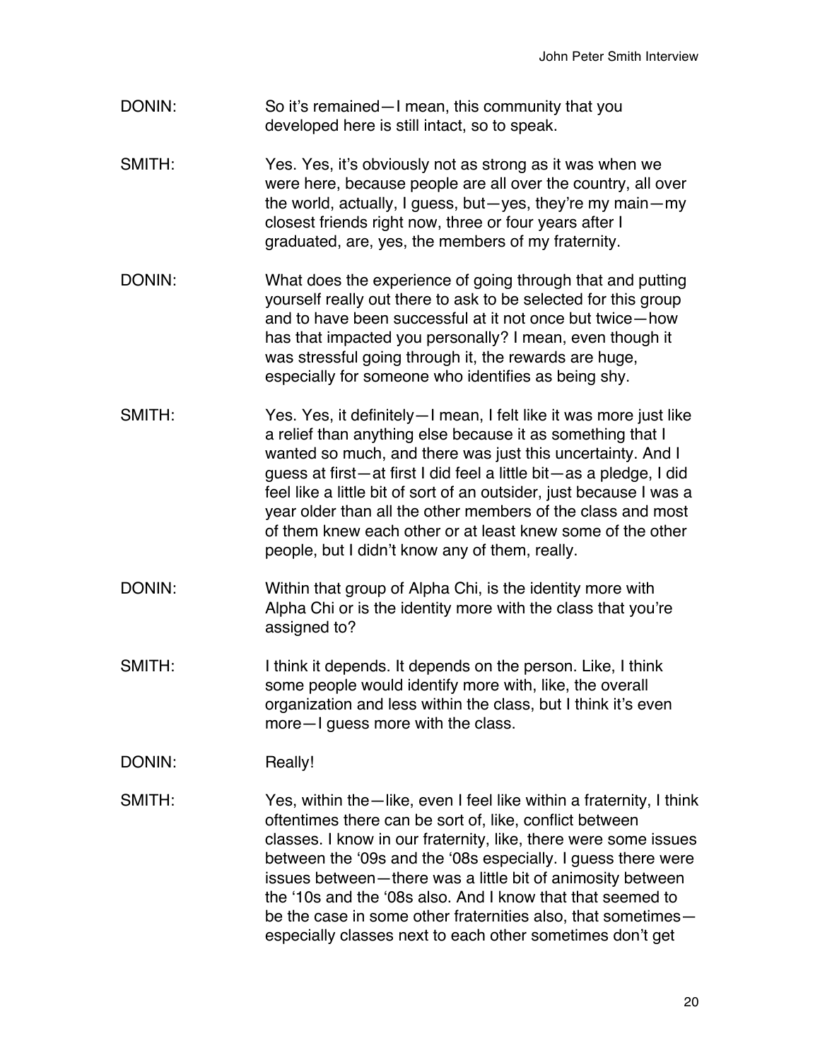DONIN: So it's remained—I mean, this community that you developed here is still intact, so to speak.

SMITH: Yes. Yes, it's obviously not as strong as it was when we were here, because people are all over the country, all over the world, actually, I guess, but—yes, they're my main—my closest friends right now, three or four years after I graduated, are, yes, the members of my fraternity.

DONIN: What does the experience of going through that and putting yourself really out there to ask to be selected for this group and to have been successful at it not once but twice—how has that impacted you personally? I mean, even though it was stressful going through it, the rewards are huge, especially for someone who identifies as being shy.

SMITH: Yes. Yes, it definitely—I mean, I felt like it was more just like a relief than anything else because it as something that I wanted so much, and there was just this uncertainty. And I guess at first—at first I did feel a little bit—as a pledge, I did feel like a little bit of sort of an outsider, just because I was a year older than all the other members of the class and most of them knew each other or at least knew some of the other people, but I didn't know any of them, really.

DONIN: Within that group of Alpha Chi, is the identity more with Alpha Chi or is the identity more with the class that you're assigned to?

SMITH: I think it depends. It depends on the person. Like, I think some people would identify more with, like, the overall organization and less within the class, but I think it's even more—I guess more with the class.

DONIN: Really!

SMITH: Yes, within the—like, even I feel like within a fraternity, I think oftentimes there can be sort of, like, conflict between classes. I know in our fraternity, like, there were some issues between the '09s and the '08s especially. I guess there were issues between—there was a little bit of animosity between the '10s and the '08s also. And I know that that seemed to be the case in some other fraternities also, that sometimes—especially classes next to each other sometimes don't get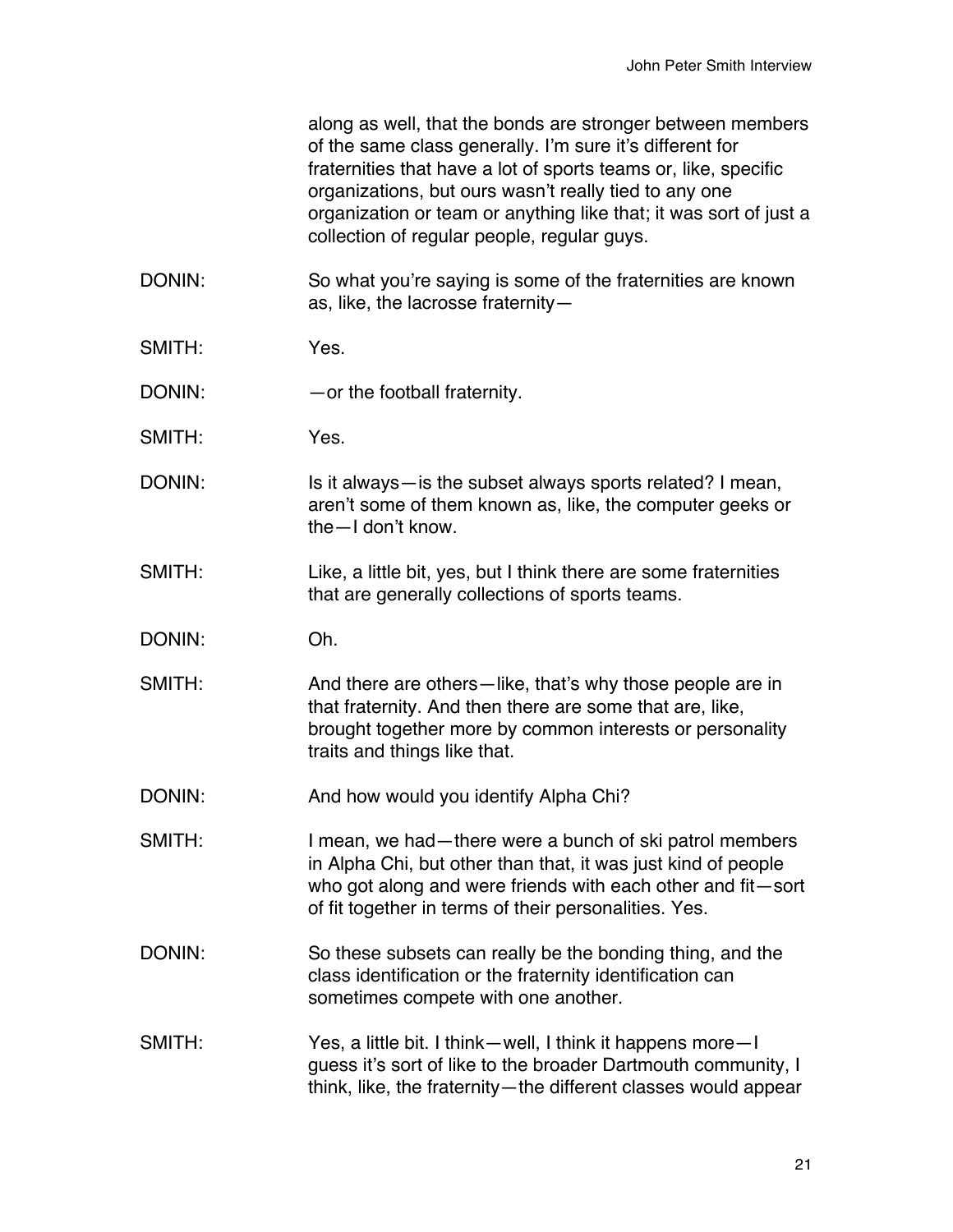along as well, that the bonds are stronger between members of the same class generally. I'm sure it's different for fraternities that have a lot of sports teams or, like, specific organizations, but ours wasn't really tied to any one organization or team or anything like that; it was sort of just a collection of regular people, regular guys.

DONIN: So what you're saying is some of the fraternities are known as, like, the lacrosse fraternity—

SMITH: Yes.

DONIN: —or the football fraternity.

SMITH: Yes.

DONIN: Is it always—is the subset always sports related? I mean, aren't some of them known as, like, the computer geeks or the—I don't know.

SMITH: Like, a little bit, yes, but I think there are some fraternities that are generally collections of sports teams.

DONIN: Oh.

SMITH: And there are others—like, that's why those people are in that fraternity. And then there are some that are, like, brought together more by common interests or personality traits and things like that.

DONIN: And how would you identify Alpha Chi?

SMITH: I mean, we had—there were a bunch of ski patrol members in Alpha Chi, but other than that, it was just kind of people who got along and were friends with each other and fit—sort of fit together in terms of their personalities. Yes.

DONIN: So these subsets can really be the bonding thing, and the class identification or the fraternity identification can sometimes compete with one another.

SMITH: Yes, a little bit. I think—well, I think it happens more—I guess it's sort of like to the broader Dartmouth community, I think, like, the fraternity—the different classes would appear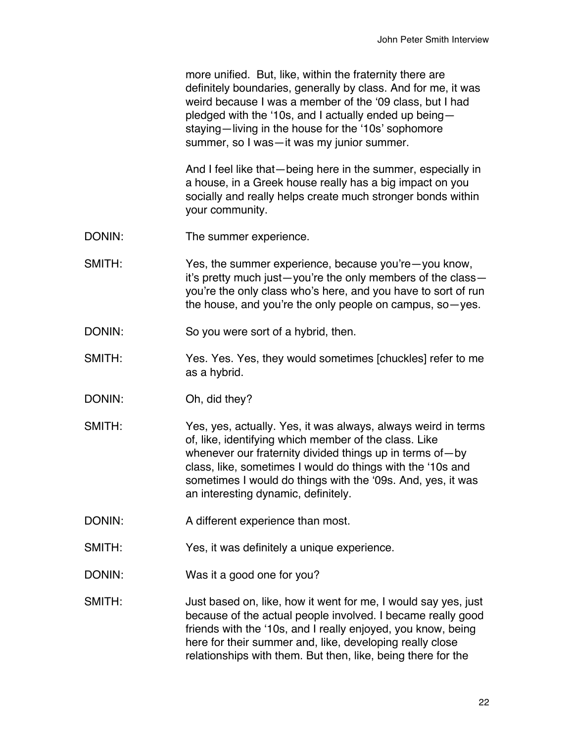more unified. But, like, within the fraternity there are definitely boundaries, generally by class. And for me, it was weird because I was a member of the '09 class, but I had pledged with the '10s, and I actually ended up being—staying—living in the house for the '10s' sophomore summer, so I was—it was my junior summer.

And I feel like that—being here in the summer, especially in a house, in a Greek house really has a big impact on you socially and really helps create much stronger bonds within your community.

DONIN: The summer experience.

SMITH: Yes, the summer experience, because you're—you know, it's pretty much just—you're the only members of the class—you're the only class who's here, and you have to sort of run the house, and you're the only people on campus, so—yes.

DONIN: So you were sort of a hybrid, then.

SMITH: Yes. Yes. Yes, they would sometimes [chuckles] refer to me as a hybrid.

DONIN: Oh, did they?

SMITH: Yes, yes, actually. Yes, it was always, always weird in terms of, like, identifying which member of the class. Like whenever our fraternity divided things up in terms of—by class, like, sometimes I would do things with the '10s and sometimes I would do things with the '09s. And, yes, it was an interesting dynamic, definitely.

DONIN: A different experience than most.

SMITH: Yes, it was definitely a unique experience.

DONIN: Was it a good one for you?

SMITH: Just based on, like, how it went for me, I would say yes, just because of the actual people involved. I became really good friends with the '10s, and I really enjoyed, you know, being here for their summer and, like, developing really close relationships with them. But then, like, being there for the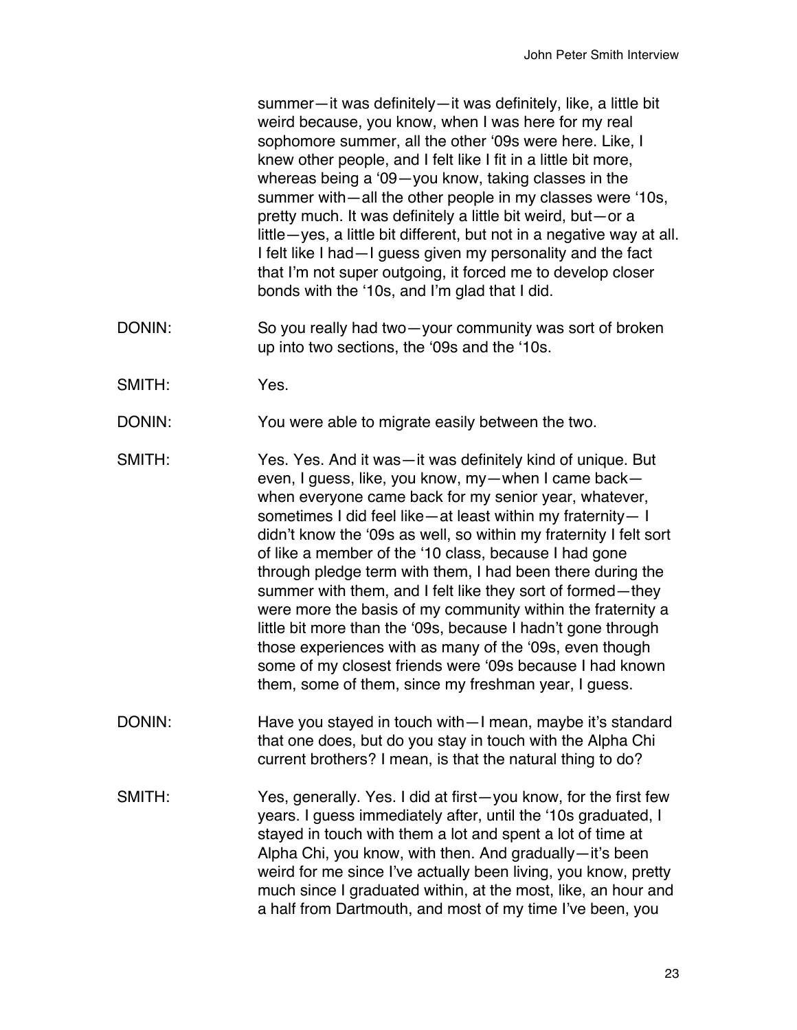summer—it was definitely—it was definitely, like, a little bit weird because, you know, when I was here for my real sophomore summer, all the other '09s were here. Like, I knew other people, and I felt like I fit in a little bit more, whereas being a '09—you know, taking classes in the summer with—all the other people in my classes were '10s, pretty much. It was definitely a little bit weird, but—or a little—yes, a little bit different, but not in a negative way at all. I felt like I had—I guess given my personality and the fact that I'm not super outgoing, it forced me to develop closer bonds with the '10s, and I'm glad that I did.

DONIN: So you really had two—your community was sort of broken up into two sections, the '09s and the '10s.

SMITH: Yes.

DONIN: You were able to migrate easily between the two.

SMITH: Yes. Yes. And it was—it was definitely kind of unique. But even, I guess, like, you know, my—when I came back—when everyone came back for my senior year, whatever, sometimes I did feel like—at least within my fraternity— I didn't know the '09s as well, so within my fraternity I felt sort of like a member of the '10 class, because I had gone through pledge term with them, I had been there during the summer with them, and I felt like they sort of formed—they were more the basis of my community within the fraternity a little bit more than the '09s, because I hadn't gone through those experiences with as many of the '09s, even though some of my closest friends were '09s because I had known them, some of them, since my freshman year, I guess.

DONIN: Have you stayed in touch with—I mean, maybe it's standard that one does, but do you stay in touch with the Alpha Chi current brothers? I mean, is that the natural thing to do?

SMITH: Yes, generally. Yes. I did at first—you know, for the first few years. I guess immediately after, until the '10s graduated, I stayed in touch with them a lot and spent a lot of time at Alpha Chi, you know, with then. And gradually—it's been weird for me since I've actually been living, you know, pretty much since I graduated within, at the most, like, an hour and a half from Dartmouth, and most of my time I've been, you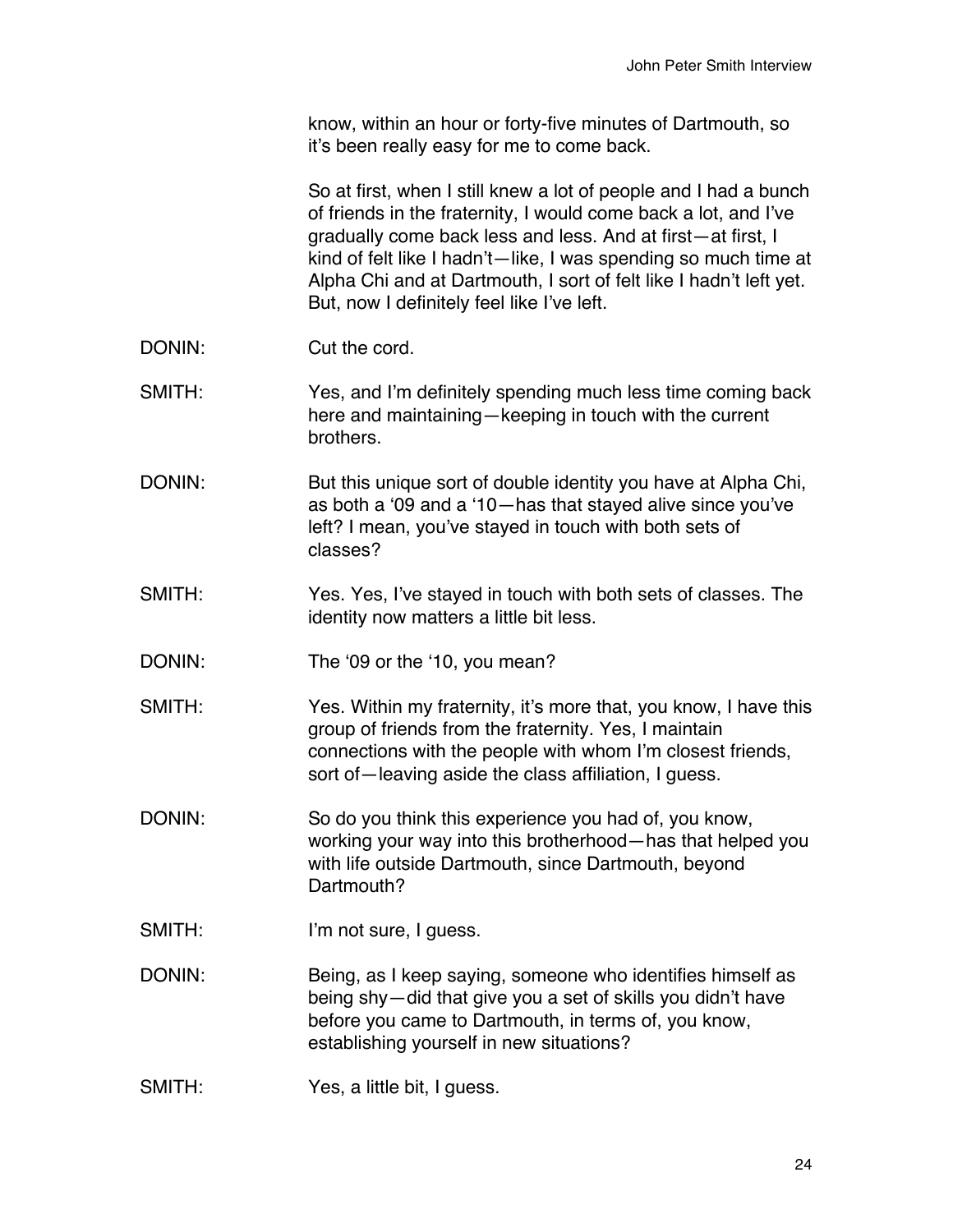know, within an hour or forty-five minutes of Dartmouth, so it's been really easy for me to come back.

So at first, when I still knew a lot of people and I had a bunch of friends in the fraternity, I would come back a lot, and I've gradually come back less and less. And at first—at first, I kind of felt like I hadn't—like, I was spending so much time at Alpha Chi and at Dartmouth, I sort of felt like I hadn't left yet. But, now I definitely feel like I've left.

DONIN: Cut the cord.

SMITH: Yes, and I'm definitely spending much less time coming back here and maintaining—keeping in touch with the current brothers.

DONIN: But this unique sort of double identity you have at Alpha Chi, as both a '09 and a '10—has that stayed alive since you've left? I mean, you've stayed in touch with both sets of classes?

SMITH: Yes. Yes, I've stayed in touch with both sets of classes. The identity now matters a little bit less.

DONIN: The '09 or the '10, you mean?

SMITH: Yes. Within my fraternity, it's more that, you know, I have this group of friends from the fraternity. Yes, I maintain connections with the people with whom I'm closest friends, sort of—leaving aside the class affiliation, I guess.

DONIN: So do you think this experience you had of, you know, working your way into this brotherhood—has that helped you with life outside Dartmouth, since Dartmouth, beyond Dartmouth?

SMITH: I'm not sure, I guess.

DONIN: Being, as I keep saying, someone who identifies himself as being shy—did that give you a set of skills you didn't have before you came to Dartmouth, in terms of, you know, establishing yourself in new situations?

SMITH: Yes, a little bit, I guess.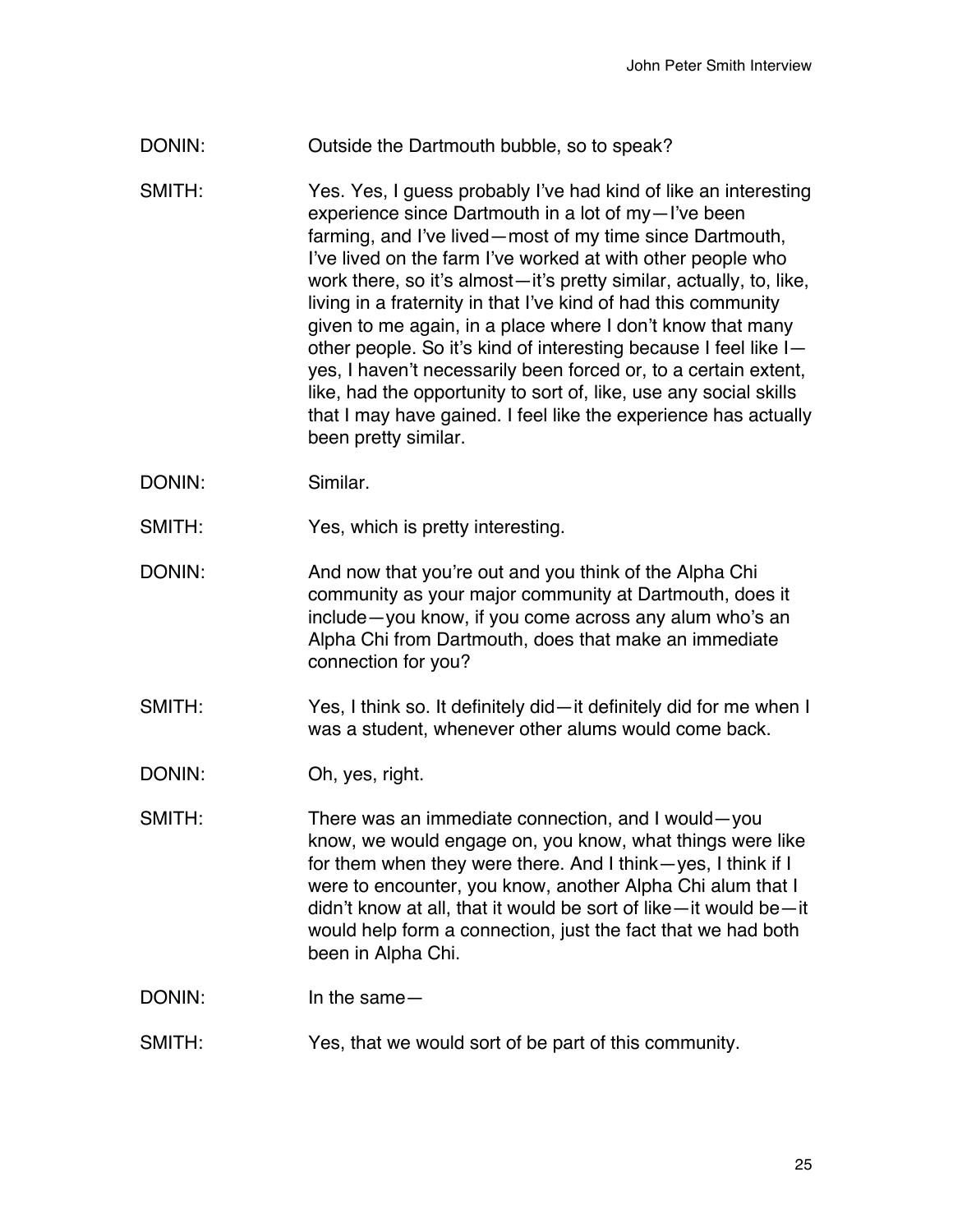DONIN: Outside the Dartmouth bubble, so to speak?

SMITH: Yes. Yes, I guess probably I've had kind of like an interesting experience since Dartmouth in a lot of my—I've been farming, and I've lived—most of my time since Dartmouth, I've lived on the farm I've worked at with other people who work there, so it's almost—it's pretty similar, actually, to, like, living in a fraternity in that I've kind of had this community given to me again, in a place where I don't know that many other people. So it's kind of interesting because I feel like I—yes, I haven't necessarily been forced or, to a certain extent, like, had the opportunity to sort of, like, use any social skills that I may have gained. I feel like the experience has actually been pretty similar.

DONIN: Similar.

SMITH: Yes, which is pretty interesting.

DONIN: And now that you're out and you think of the Alpha Chi community as your major community at Dartmouth, does it include—you know, if you come across any alum who's an Alpha Chi from Dartmouth, does that make an immediate connection for you?

SMITH: Yes, I think so. It definitely did—it definitely did for me when I was a student, whenever other alums would come back.

DONIN: Oh, yes, right.

SMITH: There was an immediate connection, and I would—you know, we would engage on, you know, what things were like for them when they were there. And I think—yes, I think if I were to encounter, you know, another Alpha Chi alum that I didn't know at all, that it would be sort of like—it would be—it would help form a connection, just the fact that we had both been in Alpha Chi.

DONIN: In the same—

SMITH: Yes, that we would sort of be part of this community.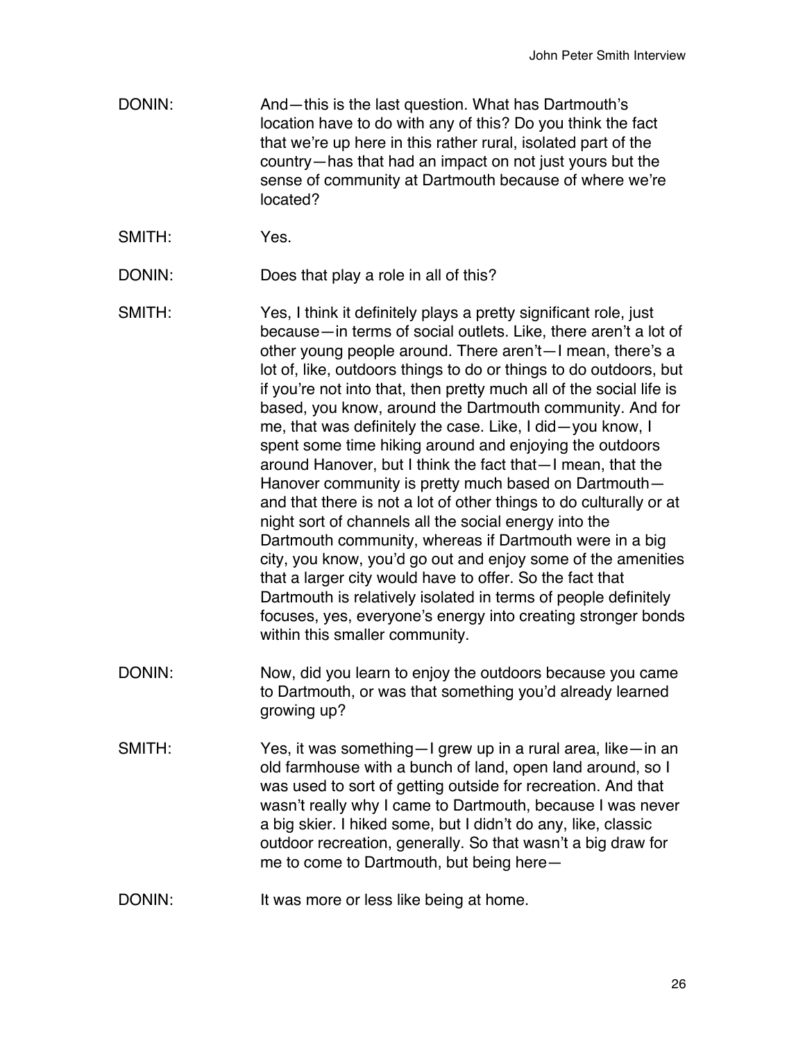DONIN: And—this is the last question. What has Dartmouth's location have to do with any of this? Do you think the fact that we're up here in this rather rural, isolated part of the country—has that had an impact on not just yours but the sense of community at Dartmouth because of where we're located?

SMITH: Yes.

DONIN: Does that play a role in all of this?

SMITH: Yes, I think it definitely plays a pretty significant role, just because—in terms of social outlets. Like, there aren't a lot of other young people around. There aren't—I mean, there's a lot of, like, outdoors things to do or things to do outdoors, but if you're not into that, then pretty much all of the social life is based, you know, around the Dartmouth community. And for me, that was definitely the case. Like, I did—you know, I spent some time hiking around and enjoying the outdoors around Hanover, but I think the fact that—I mean, that the Hanover community is pretty much based on Dartmouth—and that there is not a lot of other things to do culturally or at night sort of channels all the social energy into the Dartmouth community, whereas if Dartmouth were in a big city, you know, you'd go out and enjoy some of the amenities that a larger city would have to offer. So the fact that Dartmouth is relatively isolated in terms of people definitely focuses, yes, everyone's energy into creating stronger bonds within this smaller community.

DONIN: Now, did you learn to enjoy the outdoors because you came to Dartmouth, or was that something you'd already learned growing up?

SMITH: Yes, it was something—I grew up in a rural area, like—in an old farmhouse with a bunch of land, open land around, so I was used to sort of getting outside for recreation. And that wasn't really why I came to Dartmouth, because I was never a big skier. I hiked some, but I didn't do any, like, classic outdoor recreation, generally. So that wasn't a big draw for me to come to Dartmouth, but being here—

DONIN: It was more or less like being at home.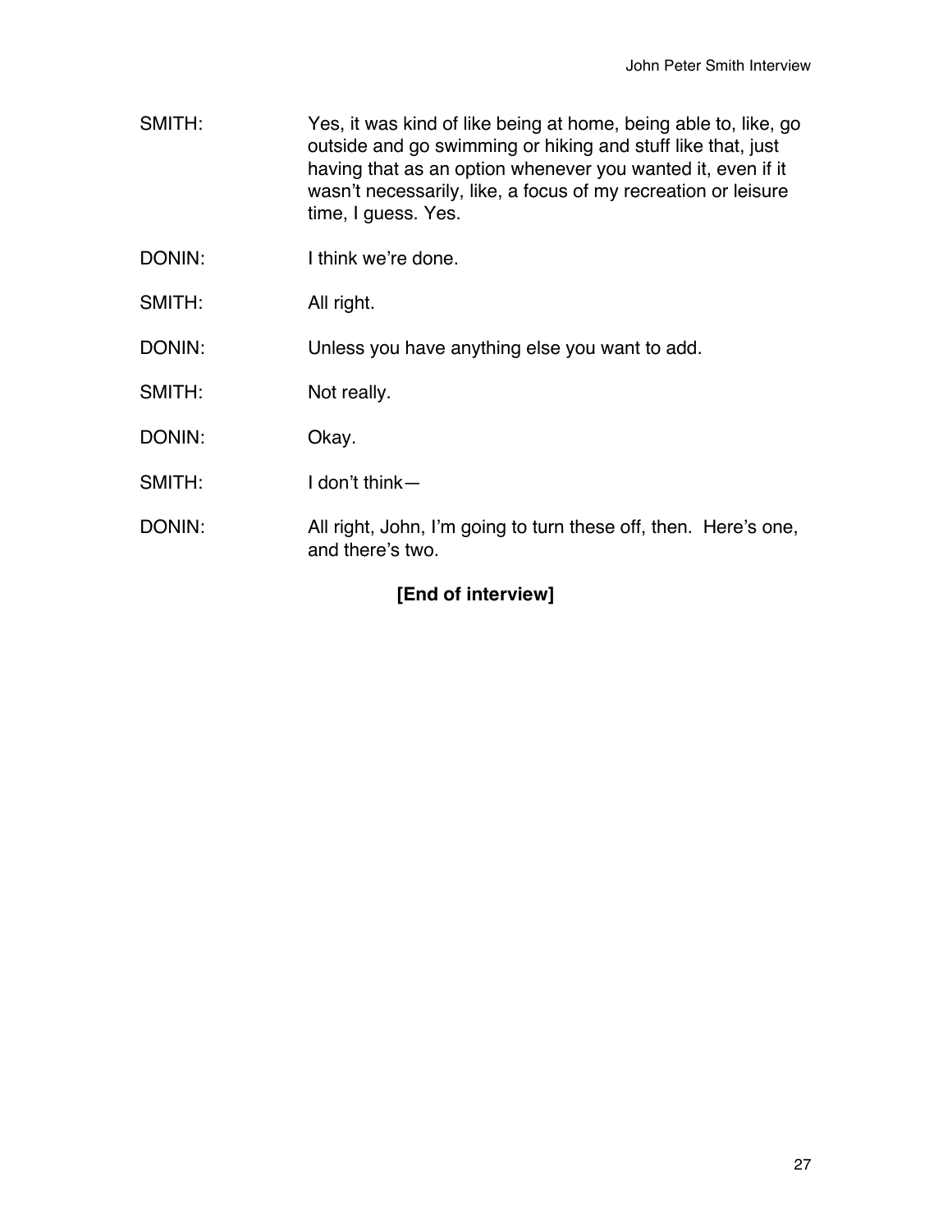SMITH: Yes, it was kind of like being at home, being able to, like, go outside and go swimming or hiking and stuff like that, just having that as an option whenever you wanted it, even if it wasn't necessarily, like, a focus of my recreation or leisure time, I guess. Yes.

DONIN: I think we're done.

SMITH: All right.

DONIN: Unless you have anything else you want to add.

SMITH: Not really.

DONIN: Okay.

SMITH: I don't think—

DONIN: All right, John, I'm going to turn these off, then. Here's one, and there's two.

**[End of interview]**